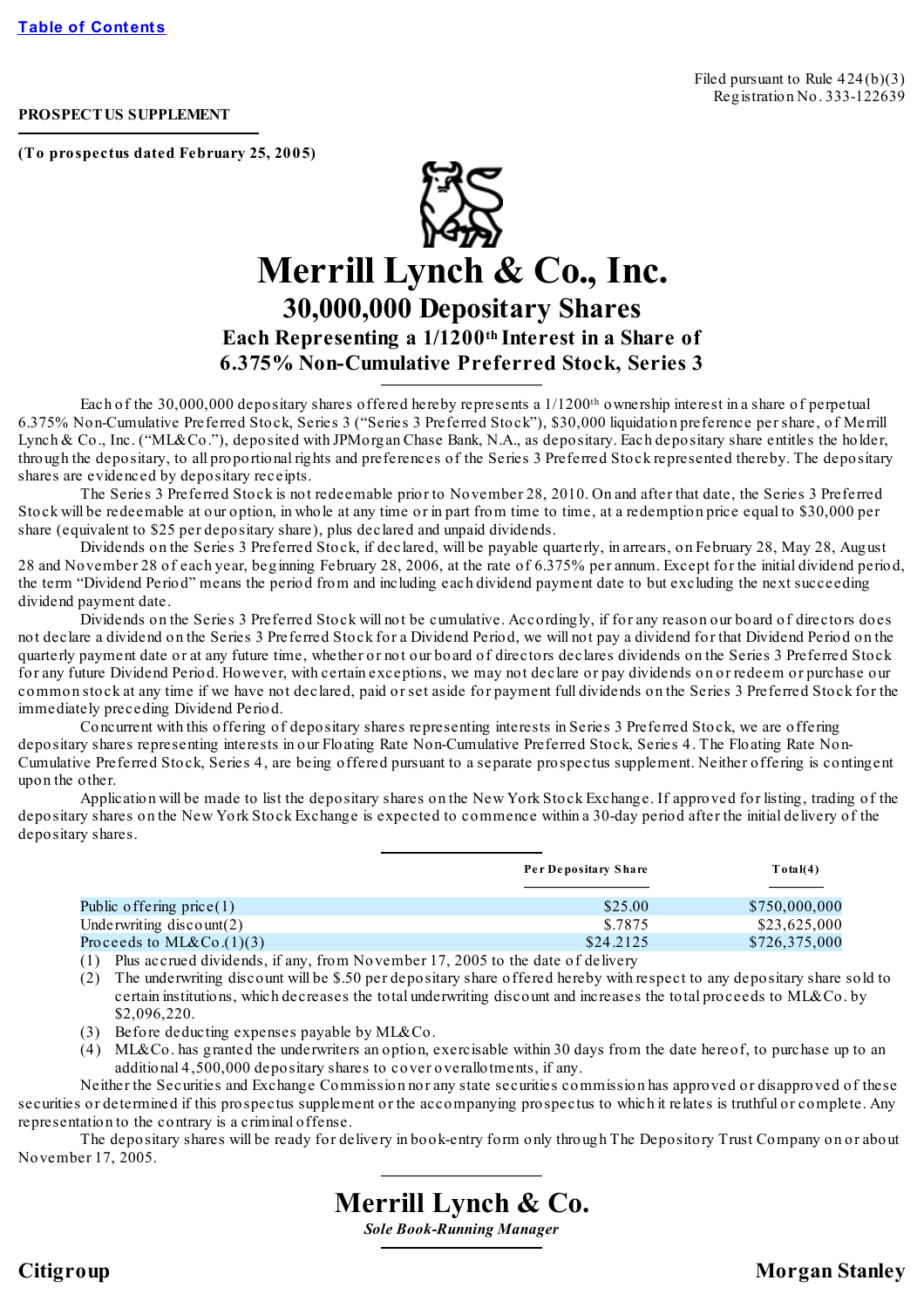[Table of Contents](#)

Filed pursuant to Rule 424(b)(3)
Registration No. 333-122639

**PROSPECTUS SUPPLEMENT**

**(To prospectus dated February 25, 2005)**

# Merrill Lynch & Co., Inc.

## 30,000,000 Depositary Shares

### Each Representing a 1/1200th Interest in a Share of 6.375% Non-Cumulative Preferred Stock, Series 3

Each of the 30,000,000 depositary shares offered hereby represents a 1/1200th ownership interest in a share of perpetual 6.375% Non-Cumulative Preferred Stock, Series 3 ("Series 3 Preferred Stock"), $30,000 liquidation preference per share, of Merrill Lynch & Co., Inc. ("ML&Co."), deposited with JPMorgan Chase Bank, N.A., as depositary. Each depositary share entitles the holder, through the depositary, to all proportional rights and preferences of the Series 3 Preferred Stock represented thereby. The depositary shares are evidenced by depositary receipts.

The Series 3 Preferred Stock is not redeemable prior to November 28, 2010. On and after that date, the Series 3 Preferred Stock will be redeemable at our option, in whole at any time or in part from time to time, at a redemption price equal to $30,000 per share (equivalent to $25 per depositary share), plus declared and unpaid dividends.

Dividends on the Series 3 Preferred Stock, if declared, will be payable quarterly, in arrears, on February 28, May 28, August 28 and November 28 of each year, beginning February 28, 2006, at the rate of 6.375% per annum. Except for the initial dividend period, the term "Dividend Period" means the period from and including each dividend payment date to but excluding the next succeeding dividend payment date.

Dividends on the Series 3 Preferred Stock will not be cumulative. Accordingly, if for any reason our board of directors does not declare a dividend on the Series 3 Preferred Stock for a Dividend Period, we will not pay a dividend for that Dividend Period on the quarterly payment date or at any future time, whether or not our board of directors declares dividends on the Series 3 Preferred Stock for any future Dividend Period. However, with certain exceptions, we may not declare or pay dividends on or redeem or purchase our common stock at any time if we have not declared, paid or set aside for payment full dividends on the Series 3 Preferred Stock for the immediately preceding Dividend Period.

Concurrent with this offering of depositary shares representing interests in Series 3 Preferred Stock, we are offering depositary shares representing interests in our Floating Rate Non-Cumulative Preferred Stock, Series 4. The Floating Rate Non-Cumulative Preferred Stock, Series 4, are being offered pursuant to a separate prospectus supplement. Neither offering is contingent upon the other.

Application will be made to list the depositary shares on the New York Stock Exchange. If approved for listing, trading of the depositary shares on the New York Stock Exchange is expected to commence within a 30-day period after the initial delivery of the depositary shares.

| | Per Depositary Share | Total(4) |
|---|---|---|
| Public offering price(1) | $25.00 | $750,000,000 |
| Underwriting discount(2) | $.7875 | $23,625,000 |
| Proceeds to ML&Co.(1)(3) | $24.2125 | $726,375,000 |

(1) Plus accrued dividends, if any, from November 17, 2005 to the date of delivery
(2) The underwriting discount will be $.50 per depositary share offered hereby with respect to any depositary share sold to certain institutions, which decreases the total underwriting discount and increases the total proceeds to ML&Co. by $2,096,220.
(3) Before deducting expenses payable by ML&Co.
(4) ML&Co. has granted the underwriters an option, exercisable within 30 days from the date hereof, to purchase up to an additional 4,500,000 depositary shares to cover overallotments, if any.

Neither the Securities and Exchange Commission nor any state securities commission has approved or disapproved of these securities or determined if this prospectus supplement or the accompanying prospectus to which it relates is truthful or complete. Any representation to the contrary is a criminal offense.

The depositary shares will be ready for delivery in book-entry form only through The Depository Trust Company on or about November 17, 2005.

**Merrill Lynch & Co.**
*Sole Book-Running Manager*

**Citigroup** **Morgan Stanley**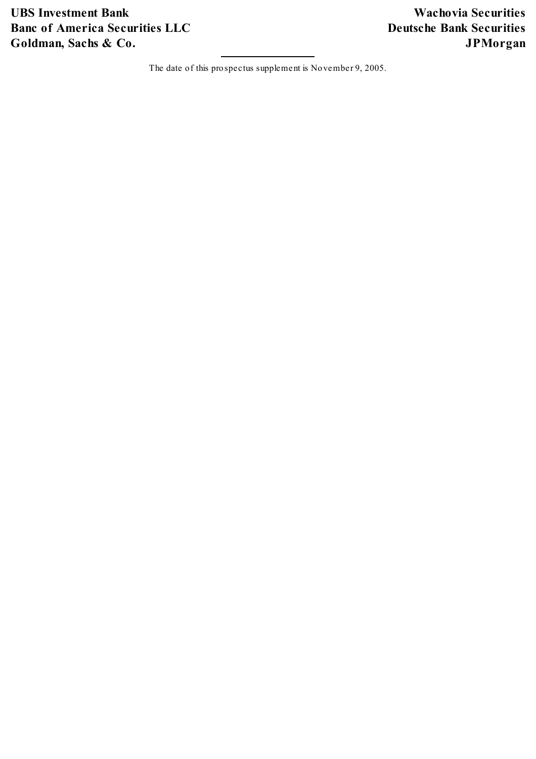**UBS Investment Bank**

**Banc of America Securities LLC**

**Goldman, Sachs & Co.**

**Wachovia Securities**

**Deutsche Bank Securities**

**JPMorgan**

---

The date of this prospectus supplement is November 9, 2005.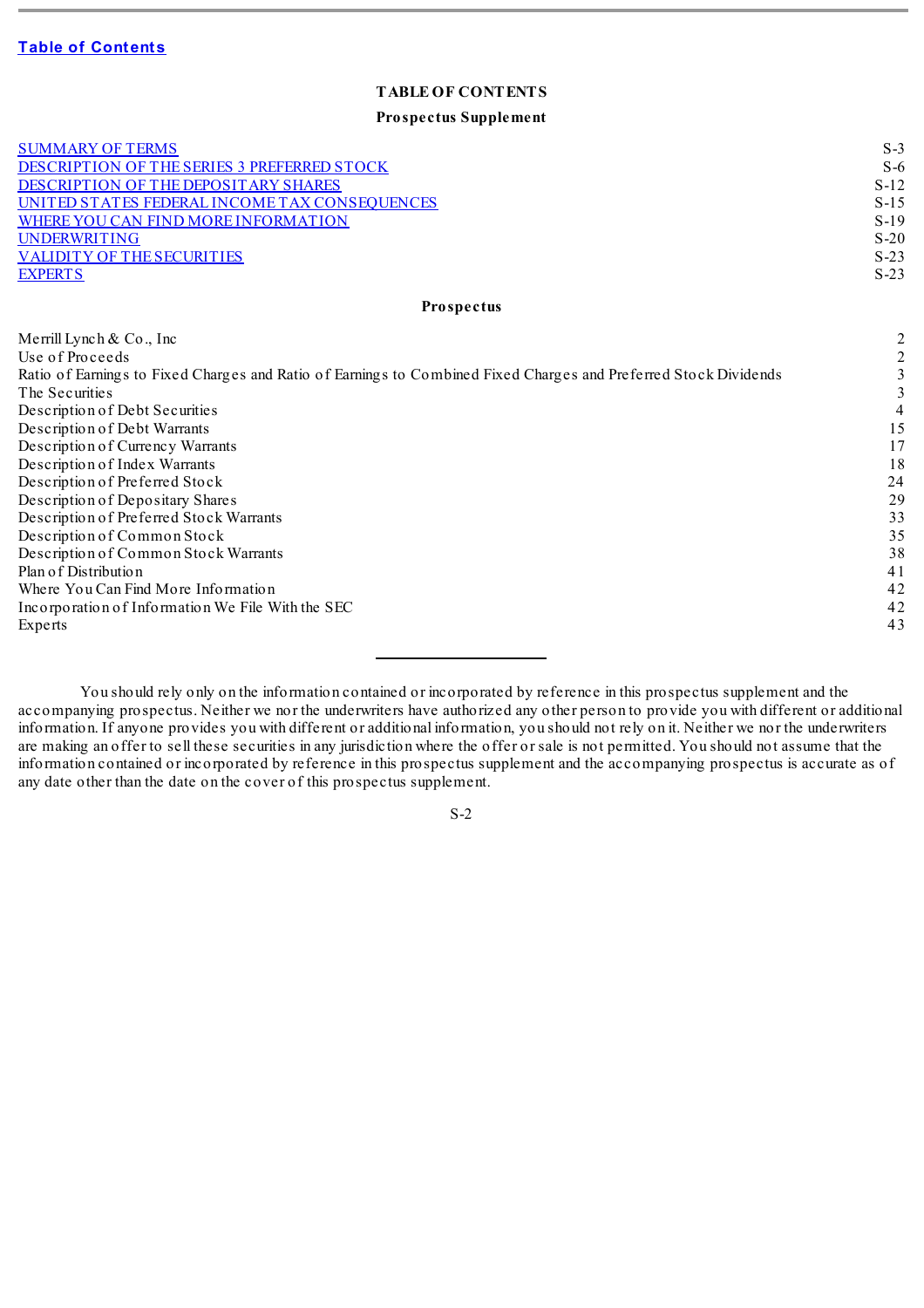[Table of Contents](#)

# TABLE OF CONTENTS

## Prospectus Supplement

| | |
|---|---|
| [SUMMARY OF TERMS](#) | S-3 |
| [DESCRIPTION OF THE SERIES 3 PREFERRED STOCK](#) | S-6 |
| [DESCRIPTION OF THE DEPOSITARY SHARES](#) | S-12 |
| [UNITED STATES FEDERAL INCOME TAX CONSEQUENCES](#) | S-15 |
| [WHERE YOU CAN FIND MORE INFORMATION](#) | S-19 |
| [UNDERWRITING](#) | S-20 |
| [VALIDITY OF THE SECURITIES](#) | S-23 |
| [EXPERTS](#) | S-23 |

## Prospectus

| | |
|---|---|
| Merrill Lynch & Co., Inc | 2 |
| Use of Proceeds | 2 |
| Ratio of Earnings to Fixed Charges and Ratio of Earnings to Combined Fixed Charges and Preferred Stock Dividends | 3 |
| The Securities | 3 |
| Description of Debt Securities | 4 |
| Description of Debt Warrants | 15 |
| Description of Currency Warrants | 17 |
| Description of Index Warrants | 18 |
| Description of Preferred Stock | 24 |
| Description of Depositary Shares | 29 |
| Description of Preferred Stock Warrants | 33 |
| Description of Common Stock | 35 |
| Description of Common Stock Warrants | 38 |
| Plan of Distribution | 41 |
| Where You Can Find More Information | 42 |
| Incorporation of Information We File With the SEC | 42 |
| Experts | 43 |

---

You should rely only on the information contained or incorporated by reference in this prospectus supplement and the accompanying prospectus. Neither we nor the underwriters have authorized any other person to provide you with different or additional information. If anyone provides you with different or additional information, you should not rely on it. Neither we nor the underwriters are making an offer to sell these securities in any jurisdiction where the offer or sale is not permitted. You should not assume that the information contained or incorporated by reference in this prospectus supplement and the accompanying prospectus is accurate as of any date other than the date on the cover of this prospectus supplement.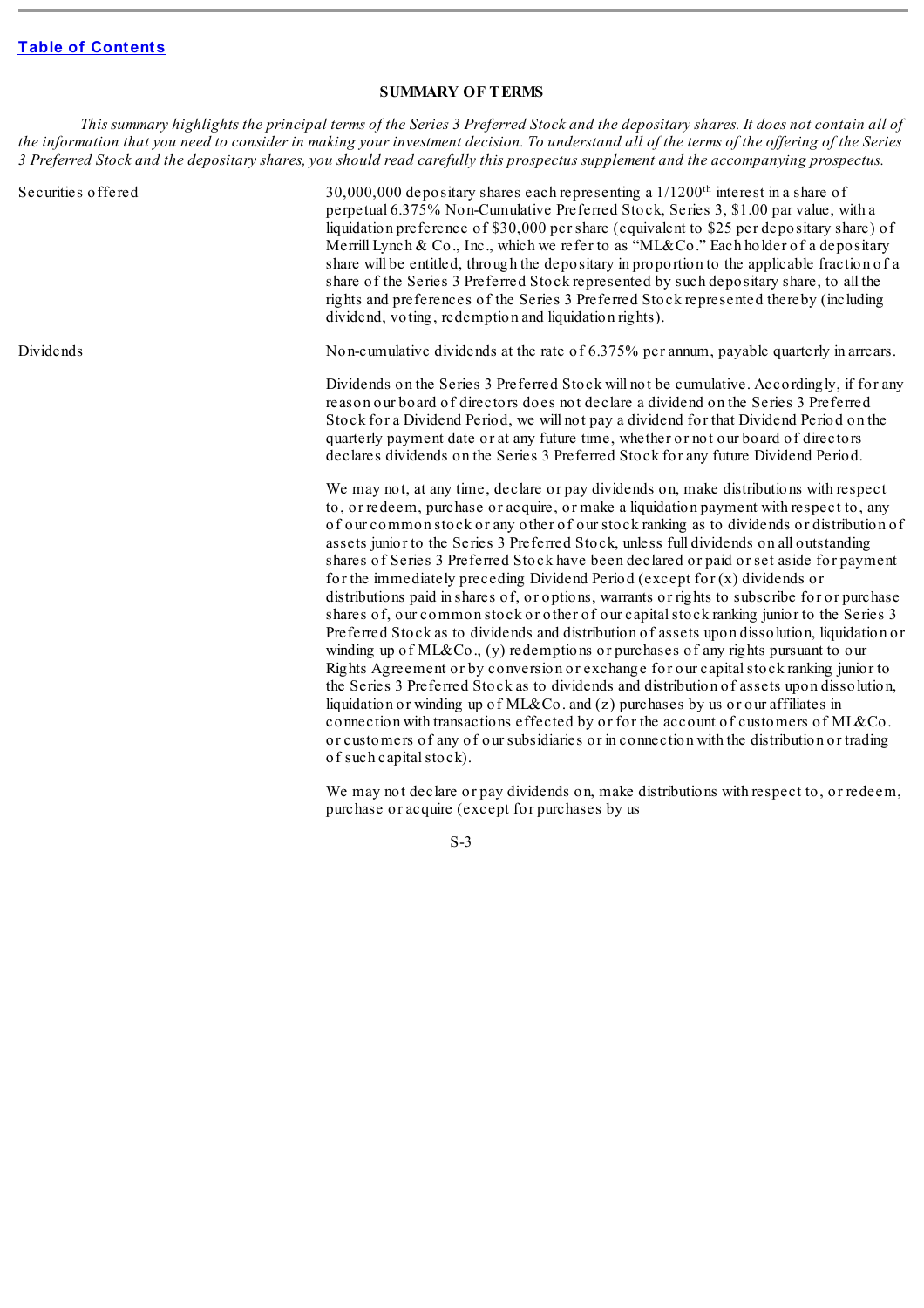## SUMMARY OF TERMS

*This summary highlights the principal terms of the Series 3 Preferred Stock and the depositary shares. It does not contain all of the information that you need to consider in making your investment decision. To understand all of the terms of the offering of the Series 3 Preferred Stock and the depositary shares, you should read carefully this prospectus supplement and the accompanying prospectus.*

| | |
|---|---|
| Securities offered | 30,000,000 depositary shares each representing a 1/1200th interest in a share of perpetual 6.375% Non-Cumulative Preferred Stock, Series 3, $1.00 par value, with a liquidation preference of $30,000 per share (equivalent to $25 per depositary share) of Merrill Lynch & Co., Inc., which we refer to as "ML&Co." Each holder of a depositary share will be entitled, through the depositary in proportion to the applicable fraction of a share of the Series 3 Preferred Stock represented by such depositary share, to all the rights and preferences of the Series 3 Preferred Stock represented thereby (including dividend, voting, redemption and liquidation rights). |
| Dividends | Non-cumulative dividends at the rate of 6.375% per annum, payable quarterly in arrears.<br><br>Dividends on the Series 3 Preferred Stock will not be cumulative. Accordingly, if for any reason our board of directors does not declare a dividend on the Series 3 Preferred Stock for a Dividend Period, we will not pay a dividend for that Dividend Period on the quarterly payment date or at any future time, whether or not our board of directors declares dividends on the Series 3 Preferred Stock for any future Dividend Period.<br><br>We may not, at any time, declare or pay dividends on, make distributions with respect to, or redeem, purchase or acquire, or make a liquidation payment with respect to, any of our common stock or any other of our stock ranking as to dividends or distribution of assets junior to the Series 3 Preferred Stock, unless full dividends on all outstanding shares of Series 3 Preferred Stock have been declared or paid or set aside for payment for the immediately preceding Dividend Period (except for (x) dividends or distributions paid in shares of, or options, warrants or rights to subscribe for or purchase shares of, our common stock or other of our capital stock ranking junior to the Series 3 Preferred Stock as to dividends and distribution of assets upon dissolution, liquidation or winding up of ML&Co., (y) redemptions or purchases of any rights pursuant to our Rights Agreement or by conversion or exchange for our capital stock ranking junior to the Series 3 Preferred Stock as to dividends and distribution of assets upon dissolution, liquidation or winding up of ML&Co. and (z) purchases by us or our affiliates in connection with transactions effected by or for the account of customers of ML&Co. or customers of any of our subsidiaries or in connection with the distribution or trading of such capital stock).<br><br>We may not declare or pay dividends on, make distributions with respect to, or redeem, purchase or acquire (except for purchases by us |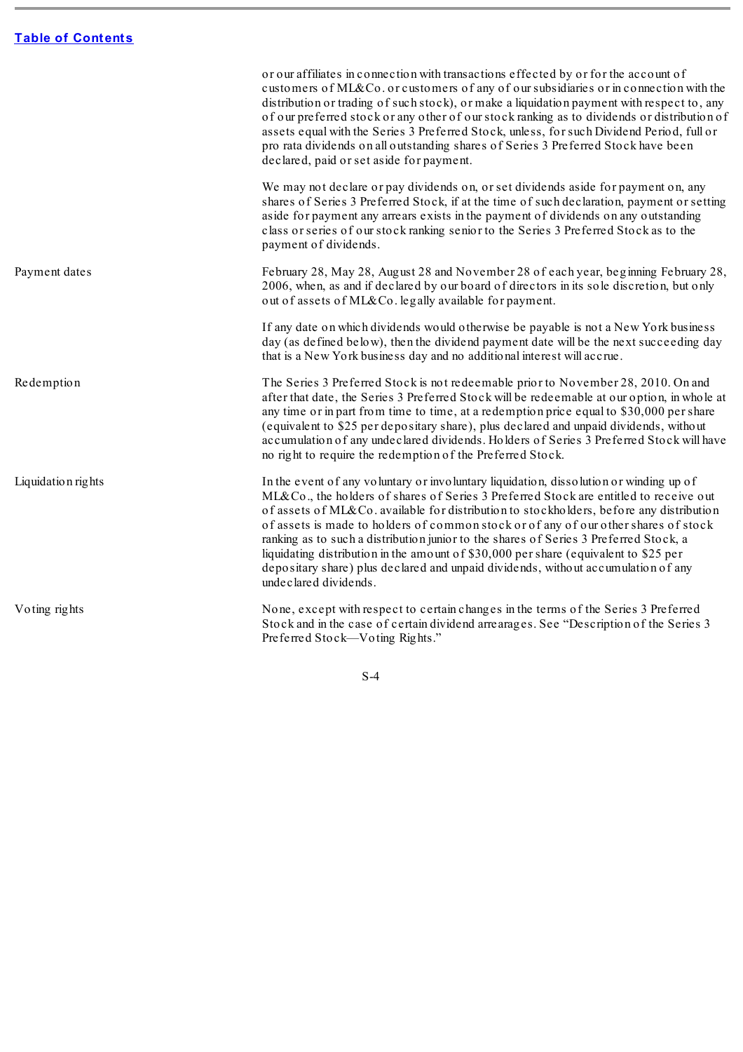|  |  |
|---|---|
|  | or our affiliates in connection with transactions effected by or for the account of customers of ML&Co. or customers of any of our subsidiaries or in connection with the distribution or trading of such stock), or make a liquidation payment with respect to, any of our preferred stock or any other of our stock ranking as to dividends or distribution of assets equal with the Series 3 Preferred Stock, unless, for such Dividend Period, full or pro rata dividends on all outstanding shares of Series 3 Preferred Stock have been declared, paid or set aside for payment. |
|  | We may not declare or pay dividends on, or set dividends aside for payment on, any shares of Series 3 Preferred Stock, if at the time of such declaration, payment or setting aside for payment any arrears exists in the payment of dividends on any outstanding class or series of our stock ranking senior to the Series 3 Preferred Stock as to the payment of dividends. |
| Payment dates | February 28, May 28, August 28 and November 28 of each year, beginning February 28, 2006, when, as and if declared by our board of directors in its sole discretion, but only out of assets of ML&Co. legally available for payment. |
|  | If any date on which dividends would otherwise be payable is not a New York business day (as defined below), then the dividend payment date will be the next succeeding day that is a New York business day and no additional interest will accrue. |
| Redemption | The Series 3 Preferred Stock is not redeemable prior to November 28, 2010. On and after that date, the Series 3 Preferred Stock will be redeemable at our option, in whole at any time or in part from time to time, at a redemption price equal to $30,000 per share (equivalent to $25 per depositary share), plus declared and unpaid dividends, without accumulation of any undeclared dividends. Holders of Series 3 Preferred Stock will have no right to require the redemption of the Preferred Stock. |
| Liquidation rights | In the event of any voluntary or involuntary liquidation, dissolution or winding up of ML&Co., the holders of shares of Series 3 Preferred Stock are entitled to receive out of assets of ML&Co. available for distribution to stockholders, before any distribution of assets is made to holders of common stock or of any of our other shares of stock ranking as to such a distribution junior to the shares of Series 3 Preferred Stock, a liquidating distribution in the amount of $30,000 per share (equivalent to $25 per depositary share) plus declared and unpaid dividends, without accumulation of any undeclared dividends. |
| Voting rights | None, except with respect to certain changes in the terms of the Series 3 Preferred Stock and in the case of certain dividend arrearages. See "Description of the Series 3 Preferred Stock—Voting Rights." |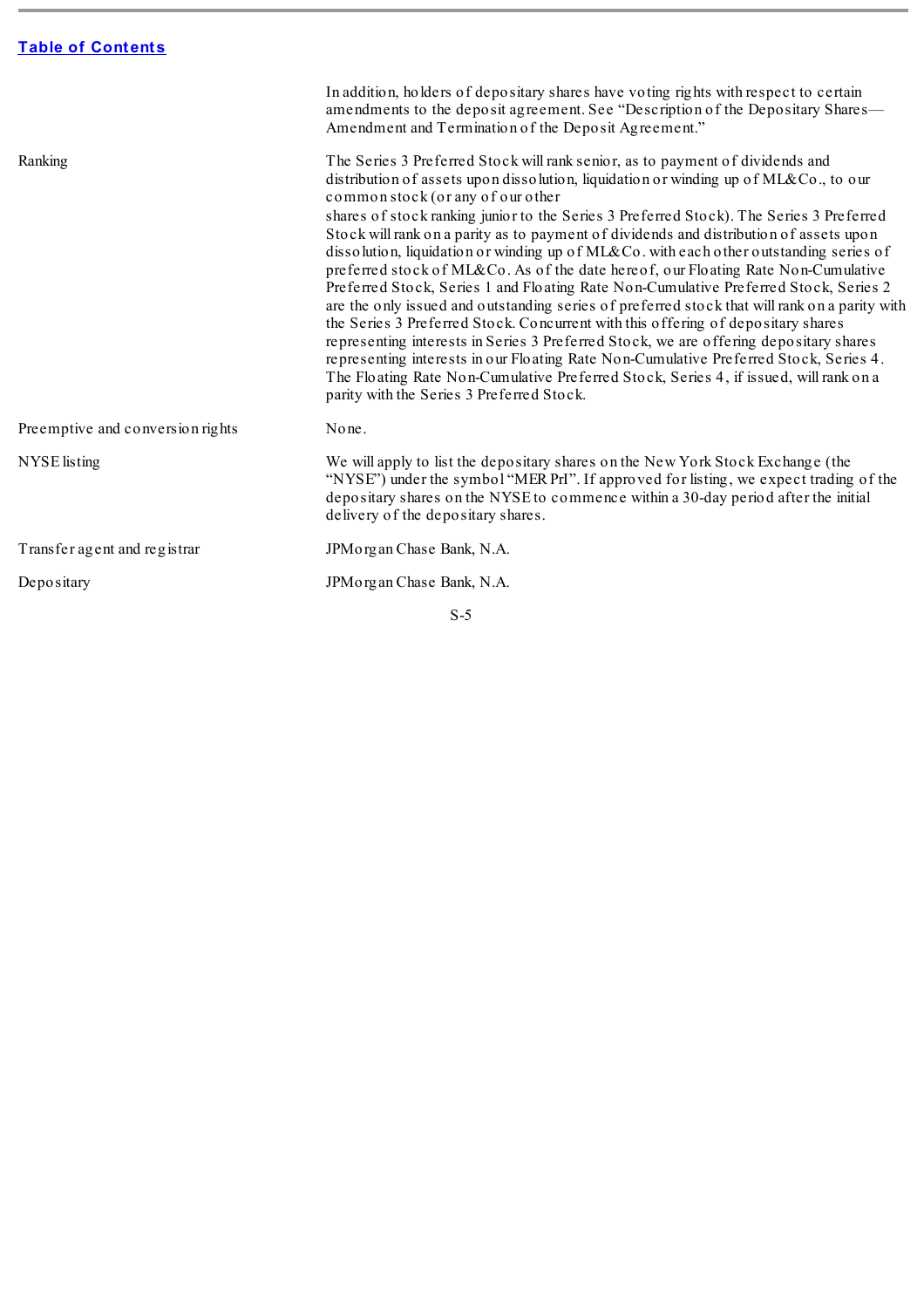| | |
|---|---|
| | In addition, holders of depositary shares have voting rights with respect to certain amendments to the deposit agreement. See "Description of the Depositary Shares—Amendment and Termination of the Deposit Agreement." |
| Ranking | The Series 3 Preferred Stock will rank senior, as to payment of dividends and distribution of assets upon dissolution, liquidation or winding up of ML&Co., to our common stock (or any of our other shares of stock ranking junior to the Series 3 Preferred Stock). The Series 3 Preferred Stock will rank on a parity as to payment of dividends and distribution of assets upon dissolution, liquidation or winding up of ML&Co. with each other outstanding series of preferred stock of ML&Co. As of the date hereof, our Floating Rate Non-Cumulative Preferred Stock, Series 1 and Floating Rate Non-Cumulative Preferred Stock, Series 2 are the only issued and outstanding series of preferred stock that will rank on a parity with the Series 3 Preferred Stock. Concurrent with this offering of depositary shares representing interests in Series 3 Preferred Stock, we are offering depositary shares representing interests in our Floating Rate Non-Cumulative Preferred Stock, Series 4. The Floating Rate Non-Cumulative Preferred Stock, Series 4, if issued, will rank on a parity with the Series 3 Preferred Stock. |
| Preemptive and conversion rights | None. |
| NYSE listing | We will apply to list the depositary shares on the New York Stock Exchange (the "NYSE") under the symbol "MER PrI". If approved for listing, we expect trading of the depositary shares on the NYSE to commence within a 30-day period after the initial delivery of the depositary shares. |
| Transfer agent and registrar | JPMorgan Chase Bank, N.A. |
| Depositary | JPMorgan Chase Bank, N.A. |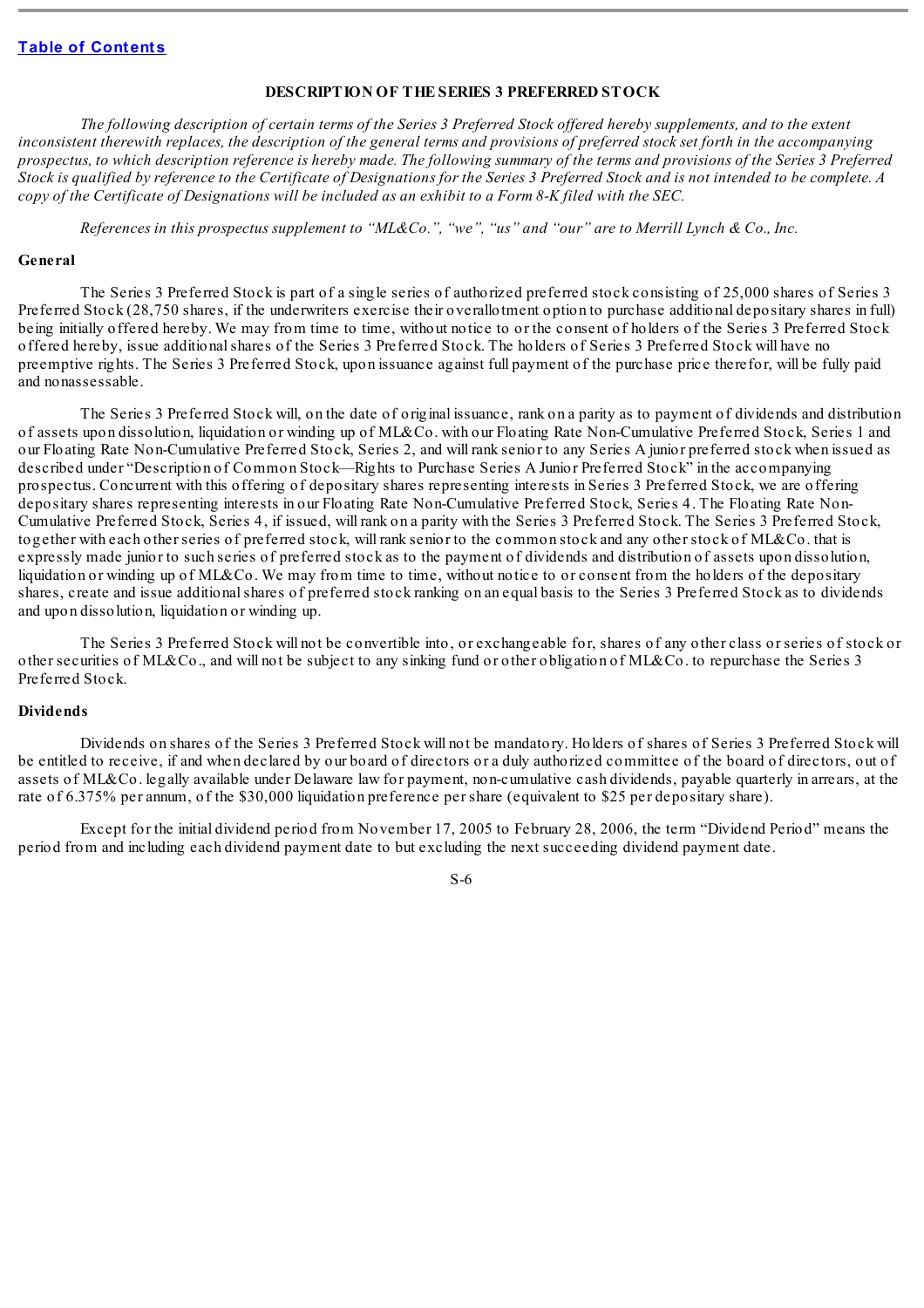[Table of Contents](#)

## DESCRIPTION OF THE SERIES 3 PREFERRED STOCK

*The following description of certain terms of the Series 3 Preferred Stock offered hereby supplements, and to the extent inconsistent therewith replaces, the description of the general terms and provisions of preferred stock set forth in the accompanying prospectus, to which description reference is hereby made. The following summary of the terms and provisions of the Series 3 Preferred Stock is qualified by reference to the Certificate of Designations for the Series 3 Preferred Stock and is not intended to be complete. A copy of the Certificate of Designations will be included as an exhibit to a Form 8-K filed with the SEC.*

*References in this prospectus supplement to "ML&Co.", "we", "us" and "our" are to Merrill Lynch & Co., Inc.*

### General

The Series 3 Preferred Stock is part of a single series of authorized preferred stock consisting of 25,000 shares of Series 3 Preferred Stock (28,750 shares, if the underwriters exercise their overallotment option to purchase additional depositary shares in full) being initially offered hereby. We may from time to time, without notice to or the consent of holders of the Series 3 Preferred Stock offered hereby, issue additional shares of the Series 3 Preferred Stock. The holders of Series 3 Preferred Stock will have no preemptive rights. The Series 3 Preferred Stock, upon issuance against full payment of the purchase price therefor, will be fully paid and nonassessable.

The Series 3 Preferred Stock will, on the date of original issuance, rank on a parity as to payment of dividends and distribution of assets upon dissolution, liquidation or winding up of ML&Co. with our Floating Rate Non-Cumulative Preferred Stock, Series 1 and our Floating Rate Non-Cumulative Preferred Stock, Series 2, and will rank senior to any Series A junior preferred stock when issued as described under "Description of Common Stock—Rights to Purchase Series A Junior Preferred Stock" in the accompanying prospectus. Concurrent with this offering of depositary shares representing interests in Series 3 Preferred Stock, we are offering depositary shares representing interests in our Floating Rate Non-Cumulative Preferred Stock, Series 4. The Floating Rate Non-Cumulative Preferred Stock, Series 4, if issued, will rank on a parity with the Series 3 Preferred Stock. The Series 3 Preferred Stock, together with each other series of preferred stock, will rank senior to the common stock and any other stock of ML&Co. that is expressly made junior to such series of preferred stock as to the payment of dividends and distribution of assets upon dissolution, liquidation or winding up of ML&Co. We may from time to time, without notice to or consent from the holders of the depositary shares, create and issue additional shares of preferred stock ranking on an equal basis to the Series 3 Preferred Stock as to dividends and upon dissolution, liquidation or winding up.

The Series 3 Preferred Stock will not be convertible into, or exchangeable for, shares of any other class or series of stock or other securities of ML&Co., and will not be subject to any sinking fund or other obligation of ML&Co. to repurchase the Series 3 Preferred Stock.

### Dividends

Dividends on shares of the Series 3 Preferred Stock will not be mandatory. Holders of shares of Series 3 Preferred Stock will be entitled to receive, if and when declared by our board of directors or a duly authorized committee of the board of directors, out of assets of ML&Co. legally available under Delaware law for payment, non-cumulative cash dividends, payable quarterly in arrears, at the rate of 6.375% per annum, of the $30,000 liquidation preference per share (equivalent to $25 per depositary share).

Except for the initial dividend period from November 17, 2005 to February 28, 2006, the term "Dividend Period" means the period from and including each dividend payment date to but excluding the next succeeding dividend payment date.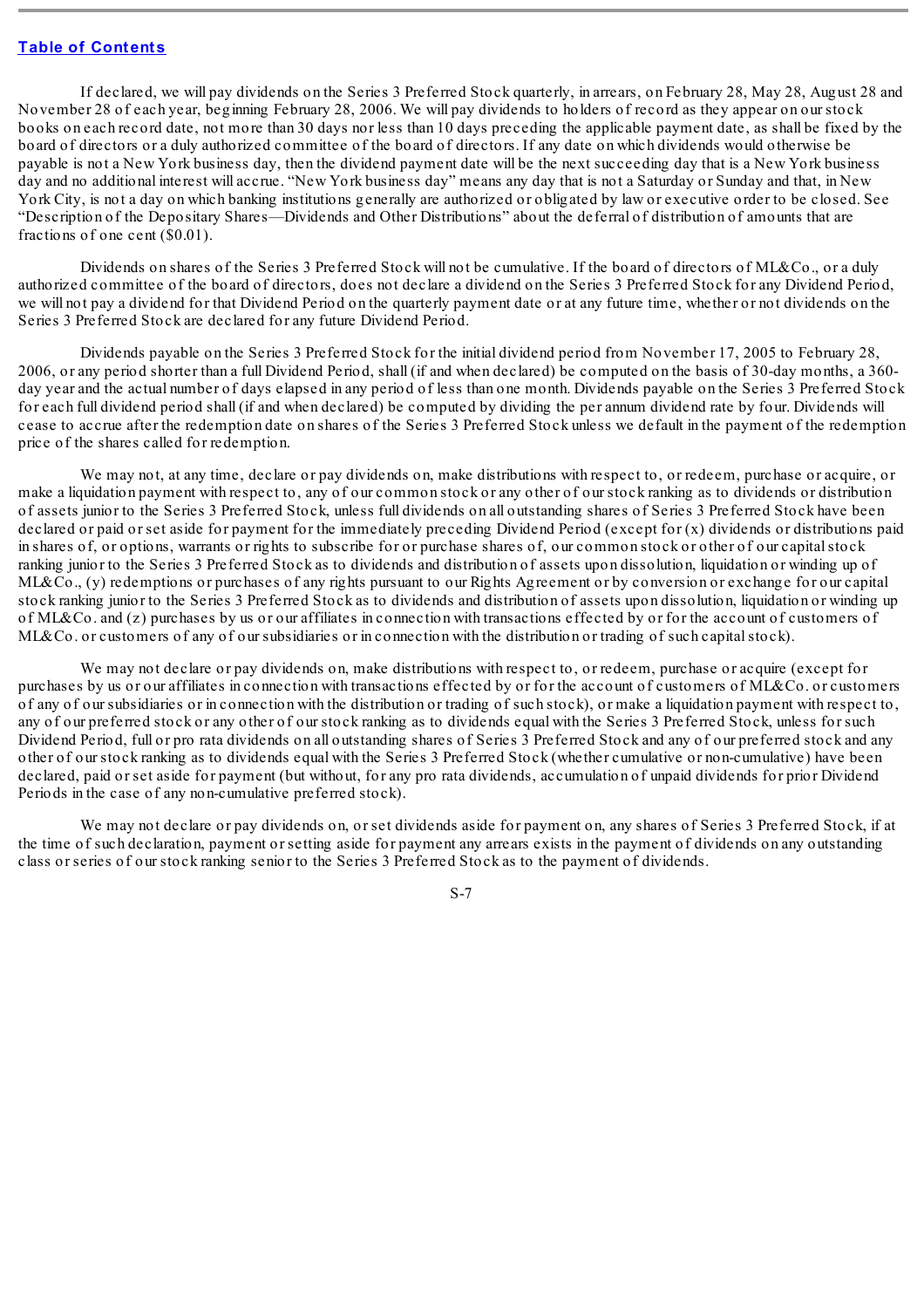If declared, we will pay dividends on the Series 3 Preferred Stock quarterly, in arrears, on February 28, May 28, August 28 and November 28 of each year, beginning February 28, 2006. We will pay dividends to holders of record as they appear on our stock books on each record date, not more than 30 days nor less than 10 days preceding the applicable payment date, as shall be fixed by the board of directors or a duly authorized committee of the board of directors. If any date on which dividends would otherwise be payable is not a New York business day, then the dividend payment date will be the next succeeding day that is a New York business day and no additional interest will accrue. "New York business day" means any day that is not a Saturday or Sunday and that, in New York City, is not a day on which banking institutions generally are authorized or obligated by law or executive order to be closed. See "Description of the Depositary Shares—Dividends and Other Distributions" about the deferral of distribution of amounts that are fractions of one cent ($0.01).

Dividends on shares of the Series 3 Preferred Stock will not be cumulative. If the board of directors of ML&Co., or a duly authorized committee of the board of directors, does not declare a dividend on the Series 3 Preferred Stock for any Dividend Period, we will not pay a dividend for that Dividend Period on the quarterly payment date or at any future time, whether or not dividends on the Series 3 Preferred Stock are declared for any future Dividend Period.

Dividends payable on the Series 3 Preferred Stock for the initial dividend period from November 17, 2005 to February 28, 2006, or any period shorter than a full Dividend Period, shall (if and when declared) be computed on the basis of 30-day months, a 360-day year and the actual number of days elapsed in any period of less than one month. Dividends payable on the Series 3 Preferred Stock for each full dividend period shall (if and when declared) be computed by dividing the per annum dividend rate by four. Dividends will cease to accrue after the redemption date on shares of the Series 3 Preferred Stock unless we default in the payment of the redemption price of the shares called for redemption.

We may not, at any time, declare or pay dividends on, make distributions with respect to, or redeem, purchase or acquire, or make a liquidation payment with respect to, any of our common stock or any other of our stock ranking as to dividends or distribution of assets junior to the Series 3 Preferred Stock, unless full dividends on all outstanding shares of Series 3 Preferred Stock have been declared or paid or set aside for payment for the immediately preceding Dividend Period (except for (x) dividends or distributions paid in shares of, or options, warrants or rights to subscribe for or purchase shares of, our common stock or other of our capital stock ranking junior to the Series 3 Preferred Stock as to dividends and distribution of assets upon dissolution, liquidation or winding up of ML&Co., (y) redemptions or purchases of any rights pursuant to our Rights Agreement or by conversion or exchange for our capital stock ranking junior to the Series 3 Preferred Stock as to dividends and distribution of assets upon dissolution, liquidation or winding up of ML&Co. and (z) purchases by us or our affiliates in connection with transactions effected by or for the account of customers of ML&Co. or customers of any of our subsidiaries or in connection with the distribution or trading of such capital stock).

We may not declare or pay dividends on, make distributions with respect to, or redeem, purchase or acquire (except for purchases by us or our affiliates in connection with transactions effected by or for the account of customers of ML&Co. or customers of any of our subsidiaries or in connection with the distribution or trading of such stock), or make a liquidation payment with respect to, any of our preferred stock or any other of our stock ranking as to dividends equal with the Series 3 Preferred Stock, unless for such Dividend Period, full or pro rata dividends on all outstanding shares of Series 3 Preferred Stock and any of our preferred stock and any other of our stock ranking as to dividends equal with the Series 3 Preferred Stock (whether cumulative or non-cumulative) have been declared, paid or set aside for payment (but without, for any pro rata dividends, accumulation of unpaid dividends for prior Dividend Periods in the case of any non-cumulative preferred stock).

We may not declare or pay dividends on, or set dividends aside for payment on, any shares of Series 3 Preferred Stock, if at the time of such declaration, payment or setting aside for payment any arrears exists in the payment of dividends on any outstanding class or series of our stock ranking senior to the Series 3 Preferred Stock as to the payment of dividends.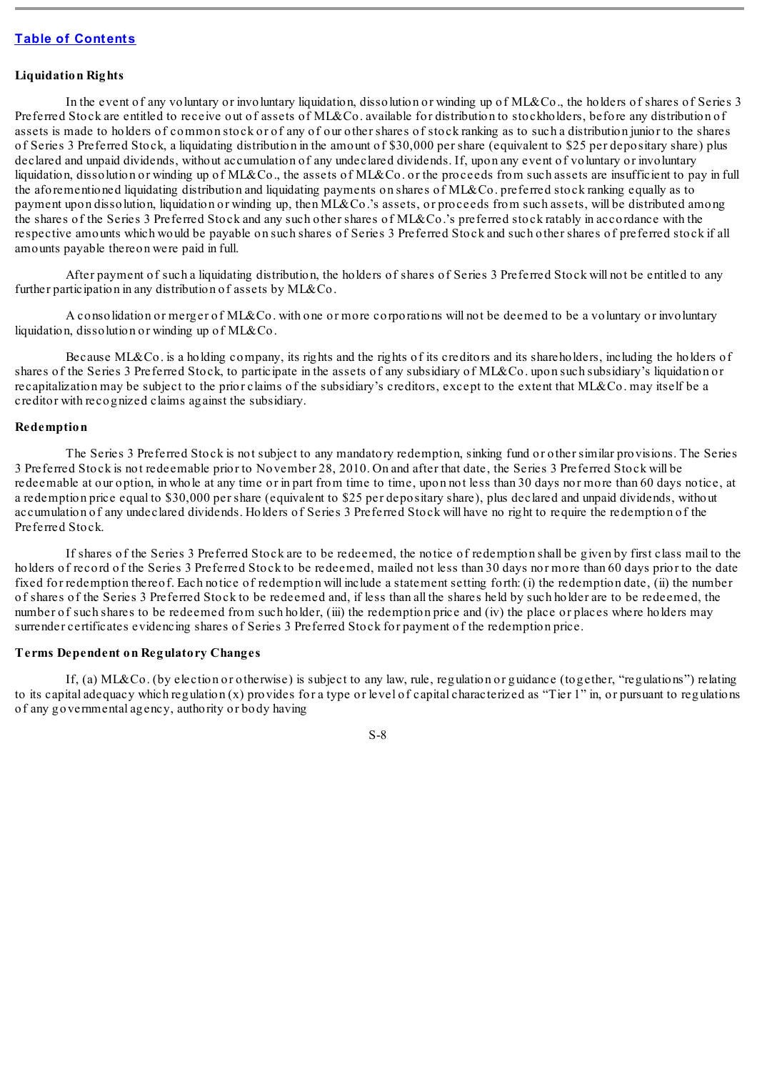**Liquidation Rights**

In the event of any voluntary or involuntary liquidation, dissolution or winding up of ML&Co., the holders of shares of Series 3 Preferred Stock are entitled to receive out of assets of ML&Co. available for distribution to stockholders, before any distribution of assets is made to holders of common stock or of any of our other shares of stock ranking as to such a distribution junior to the shares of Series 3 Preferred Stock, a liquidating distribution in the amount of $30,000 per share (equivalent to $25 per depositary share) plus declared and unpaid dividends, without accumulation of any undeclared dividends. If, upon any event of voluntary or involuntary liquidation, dissolution or winding up of ML&Co., the assets of ML&Co. or the proceeds from such assets are insufficient to pay in full the aforementioned liquidating distribution and liquidating payments on shares of ML&Co. preferred stock ranking equally as to payment upon dissolution, liquidation or winding up, then ML&Co.'s assets, or proceeds from such assets, will be distributed among the shares of the Series 3 Preferred Stock and any such other shares of ML&Co.'s preferred stock ratably in accordance with the respective amounts which would be payable on such shares of Series 3 Preferred Stock and such other shares of preferred stock if all amounts payable thereon were paid in full.

After payment of such a liquidating distribution, the holders of shares of Series 3 Preferred Stock will not be entitled to any further participation in any distribution of assets by ML&Co.

A consolidation or merger of ML&Co. with one or more corporations will not be deemed to be a voluntary or involuntary liquidation, dissolution or winding up of ML&Co.

Because ML&Co. is a holding company, its rights and the rights of its creditors and its shareholders, including the holders of shares of the Series 3 Preferred Stock, to participate in the assets of any subsidiary of ML&Co. upon such subsidiary's liquidation or recapitalization may be subject to the prior claims of the subsidiary's creditors, except to the extent that ML&Co. may itself be a creditor with recognized claims against the subsidiary.

**Redemption**

The Series 3 Preferred Stock is not subject to any mandatory redemption, sinking fund or other similar provisions. The Series 3 Preferred Stock is not redeemable prior to November 28, 2010. On and after that date, the Series 3 Preferred Stock will be redeemable at our option, in whole at any time or in part from time to time, upon not less than 30 days nor more than 60 days notice, at a redemption price equal to $30,000 per share (equivalent to $25 per depositary share), plus declared and unpaid dividends, without accumulation of any undeclared dividends. Holders of Series 3 Preferred Stock will have no right to require the redemption of the Preferred Stock.

If shares of the Series 3 Preferred Stock are to be redeemed, the notice of redemption shall be given by first class mail to the holders of record of the Series 3 Preferred Stock to be redeemed, mailed not less than 30 days nor more than 60 days prior to the date fixed for redemption thereof. Each notice of redemption will include a statement setting forth: (i) the redemption date, (ii) the number of shares of the Series 3 Preferred Stock to be redeemed and, if less than all the shares held by such holder are to be redeemed, the number of such shares to be redeemed from such holder, (iii) the redemption price and (iv) the place or places where holders may surrender certificates evidencing shares of Series 3 Preferred Stock for payment of the redemption price.

**Terms Dependent on Regulatory Changes**

If, (a) ML&Co. (by election or otherwise) is subject to any law, rule, regulation or guidance (together, "regulations") relating to its capital adequacy which regulation (x) provides for a type or level of capital characterized as "Tier 1" in, or pursuant to regulations of any governmental agency, authority or body having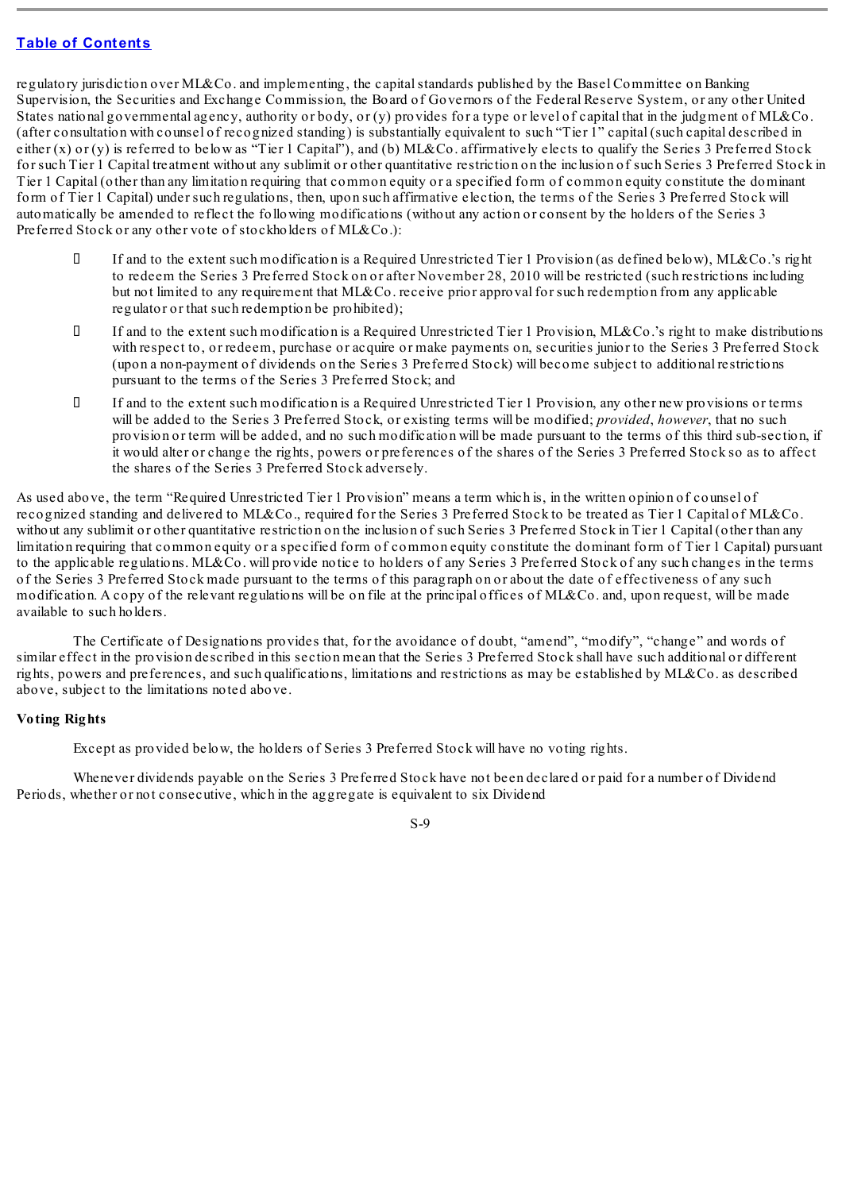regulatory jurisdiction over ML&Co. and implementing, the capital standards published by the Basel Committee on Banking Supervision, the Securities and Exchange Commission, the Board of Governors of the Federal Reserve System, or any other United States national governmental agency, authority or body, or (y) provides for a type or level of capital that in the judgment of ML&Co. (after consultation with counsel of recognized standing) is substantially equivalent to such "Tier 1" capital (such capital described in either (x) or (y) is referred to below as "Tier 1 Capital"), and (b) ML&Co. affirmatively elects to qualify the Series 3 Preferred Stock for such Tier 1 Capital treatment without any sublimit or other quantitative restriction on the inclusion of such Series 3 Preferred Stock in Tier 1 Capital (other than any limitation requiring that common equity or a specified form of common equity constitute the dominant form of Tier 1 Capital) under such regulations, then, upon such affirmative election, the terms of the Series 3 Preferred Stock will automatically be amended to reflect the following modifications (without any action or consent by the holders of the Series 3 Preferred Stock or any other vote of stockholders of ML&Co.):

- If and to the extent such modification is a Required Unrestricted Tier 1 Provision (as defined below), ML&Co.'s right to redeem the Series 3 Preferred Stock on or after November 28, 2010 will be restricted (such restrictions including but not limited to any requirement that ML&Co. receive prior approval for such redemption from any applicable regulator or that such redemption be prohibited);
- If and to the extent such modification is a Required Unrestricted Tier 1 Provision, ML&Co.'s right to make distributions with respect to, or redeem, purchase or acquire or make payments on, securities junior to the Series 3 Preferred Stock (upon a non-payment of dividends on the Series 3 Preferred Stock) will become subject to additional restrictions pursuant to the terms of the Series 3 Preferred Stock; and
- If and to the extent such modification is a Required Unrestricted Tier 1 Provision, any other new provisions or terms will be added to the Series 3 Preferred Stock, or existing terms will be modified; *provided*, *however*, that no such provision or term will be added, and no such modification will be made pursuant to the terms of this third sub-section, if it would alter or change the rights, powers or preferences of the shares of the Series 3 Preferred Stock so as to affect the shares of the Series 3 Preferred Stock adversely.

As used above, the term "Required Unrestricted Tier 1 Provision" means a term which is, in the written opinion of counsel of recognized standing and delivered to ML&Co., required for the Series 3 Preferred Stock to be treated as Tier 1 Capital of ML&Co. without any sublimit or other quantitative restriction on the inclusion of such Series 3 Preferred Stock in Tier 1 Capital (other than any limitation requiring that common equity or a specified form of common equity constitute the dominant form of Tier 1 Capital) pursuant to the applicable regulations. ML&Co. will provide notice to holders of any Series 3 Preferred Stock of any such changes in the terms of the Series 3 Preferred Stock made pursuant to the terms of this paragraph on or about the date of effectiveness of any such modification. A copy of the relevant regulations will be on file at the principal offices of ML&Co. and, upon request, will be made available to such holders.

The Certificate of Designations provides that, for the avoidance of doubt, "amend", "modify", "change" and words of similar effect in the provision described in this section mean that the Series 3 Preferred Stock shall have such additional or different rights, powers and preferences, and such qualifications, limitations and restrictions as may be established by ML&Co. as described above, subject to the limitations noted above.

**Voting Rights**

Except as provided below, the holders of Series 3 Preferred Stock will have no voting rights.

Whenever dividends payable on the Series 3 Preferred Stock have not been declared or paid for a number of Dividend Periods, whether or not consecutive, which in the aggregate is equivalent to six Dividend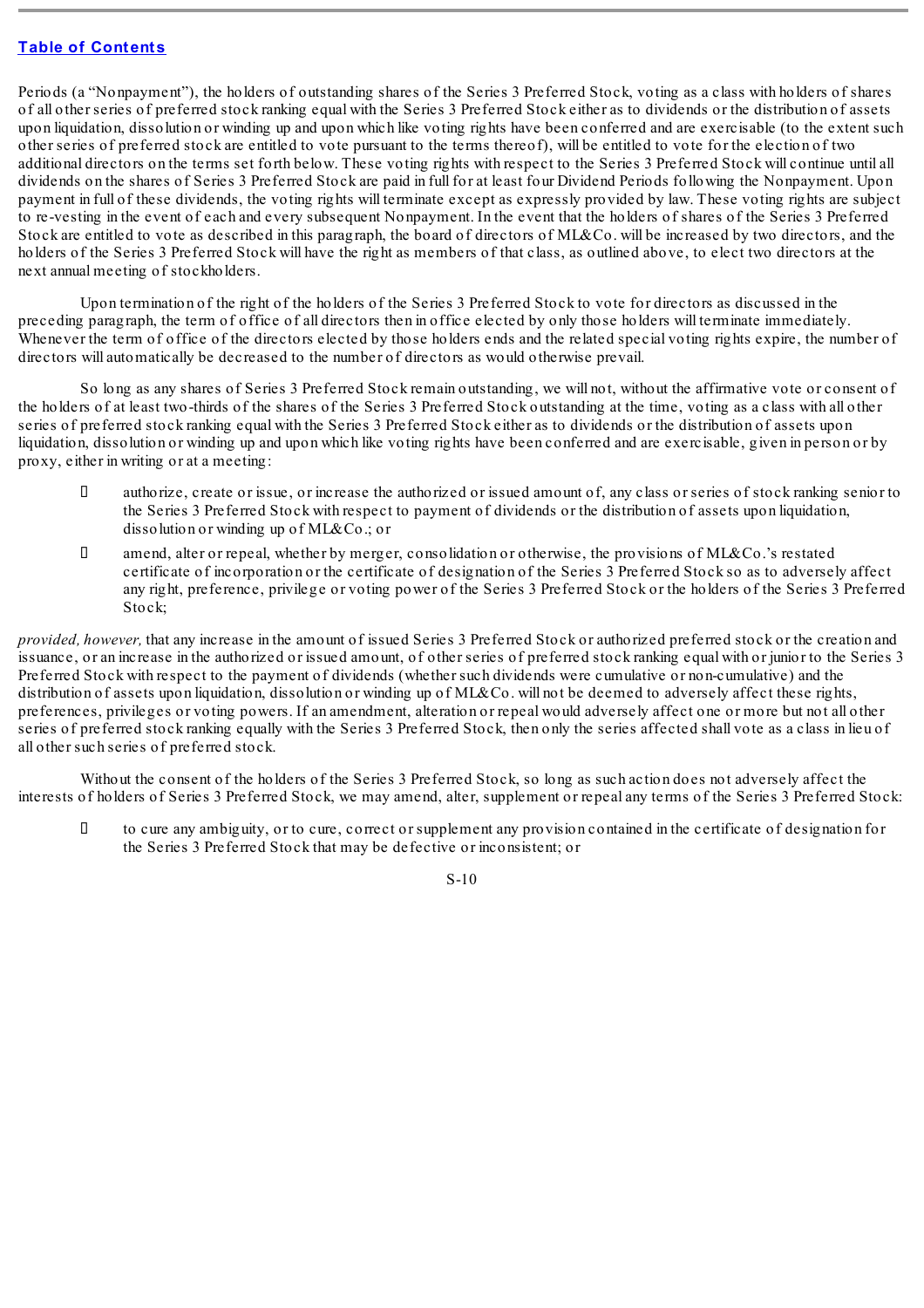[Table of Contents](#)

Periods (a "Nonpayment"), the holders of outstanding shares of the Series 3 Preferred Stock, voting as a class with holders of shares of all other series of preferred stock ranking equal with the Series 3 Preferred Stock either as to dividends or the distribution of assets upon liquidation, dissolution or winding up and upon which like voting rights have been conferred and are exercisable (to the extent such other series of preferred stock are entitled to vote pursuant to the terms thereof), will be entitled to vote for the election of two additional directors on the terms set forth below. These voting rights with respect to the Series 3 Preferred Stock will continue until all dividends on the shares of Series 3 Preferred Stock are paid in full for at least four Dividend Periods following the Nonpayment. Upon payment in full of these dividends, the voting rights will terminate except as expressly provided by law. These voting rights are subject to re-vesting in the event of each and every subsequent Nonpayment. In the event that the holders of shares of the Series 3 Preferred Stock are entitled to vote as described in this paragraph, the board of directors of ML&Co. will be increased by two directors, and the holders of the Series 3 Preferred Stock will have the right as members of that class, as outlined above, to elect two directors at the next annual meeting of stockholders.

Upon termination of the right of the holders of the Series 3 Preferred Stock to vote for directors as discussed in the preceding paragraph, the term of office of all directors then in office elected by only those holders will terminate immediately. Whenever the term of office of the directors elected by those holders ends and the related special voting rights expire, the number of directors will automatically be decreased to the number of directors as would otherwise prevail.

So long as any shares of Series 3 Preferred Stock remain outstanding, we will not, without the affirmative vote or consent of the holders of at least two-thirds of the shares of the Series 3 Preferred Stock outstanding at the time, voting as a class with all other series of preferred stock ranking equal with the Series 3 Preferred Stock either as to dividends or the distribution of assets upon liquidation, dissolution or winding up and upon which like voting rights have been conferred and are exercisable, given in person or by proxy, either in writing or at a meeting:

- authorize, create or issue, or increase the authorized or issued amount of, any class or series of stock ranking senior to the Series 3 Preferred Stock with respect to payment of dividends or the distribution of assets upon liquidation, dissolution or winding up of ML&Co.; or
- amend, alter or repeal, whether by merger, consolidation or otherwise, the provisions of ML&Co.'s restated certificate of incorporation or the certificate of designation of the Series 3 Preferred Stock so as to adversely affect any right, preference, privilege or voting power of the Series 3 Preferred Stock or the holders of the Series 3 Preferred Stock;

*provided, however,* that any increase in the amount of issued Series 3 Preferred Stock or authorized preferred stock or the creation and issuance, or an increase in the authorized or issued amount, of other series of preferred stock ranking equal with or junior to the Series 3 Preferred Stock with respect to the payment of dividends (whether such dividends were cumulative or non-cumulative) and the distribution of assets upon liquidation, dissolution or winding up of ML&Co. will not be deemed to adversely affect these rights, preferences, privileges or voting powers. If an amendment, alteration or repeal would adversely affect one or more but not all other series of preferred stock ranking equally with the Series 3 Preferred Stock, then only the series affected shall vote as a class in lieu of all other such series of preferred stock.

Without the consent of the holders of the Series 3 Preferred Stock, so long as such action does not adversely affect the interests of holders of Series 3 Preferred Stock, we may amend, alter, supplement or repeal any terms of the Series 3 Preferred Stock:

- to cure any ambiguity, or to cure, correct or supplement any provision contained in the certificate of designation for the Series 3 Preferred Stock that may be defective or inconsistent; or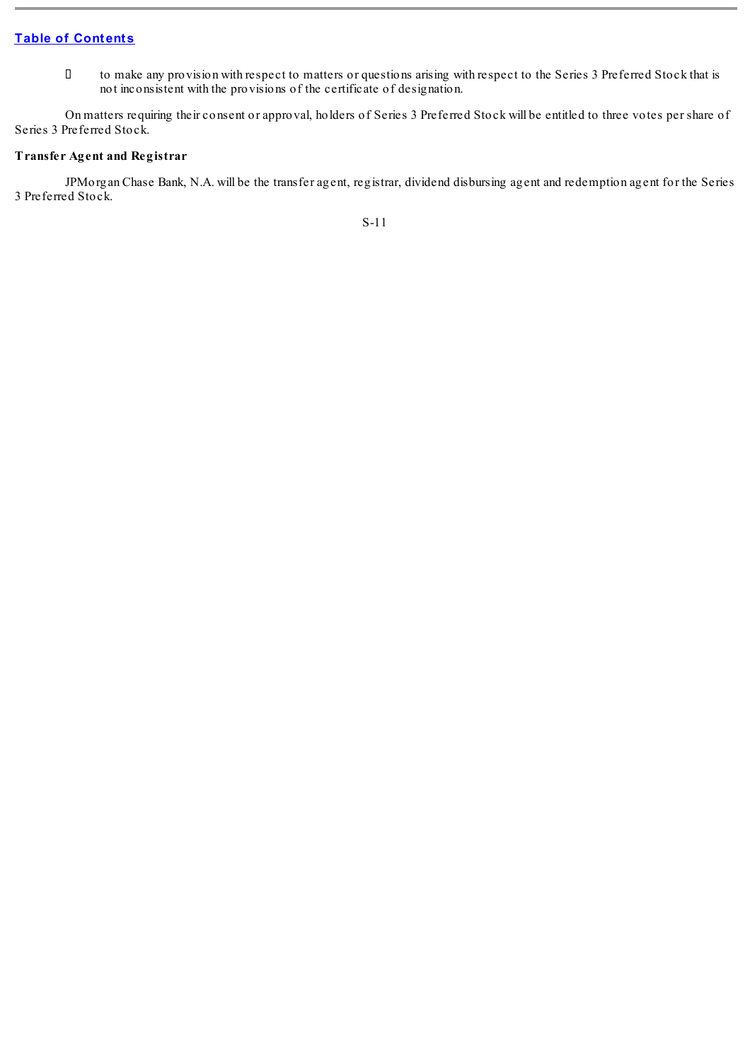- to make any provision with respect to matters or questions arising with respect to the Series 3 Preferred Stock that is not inconsistent with the provisions of the certificate of designation.

On matters requiring their consent or approval, holders of Series 3 Preferred Stock will be entitled to three votes per share of Series 3 Preferred Stock.

**Transfer Agent and Registrar**

JPMorgan Chase Bank, N.A. will be the transfer agent, registrar, dividend disbursing agent and redemption agent for the Series 3 Preferred Stock.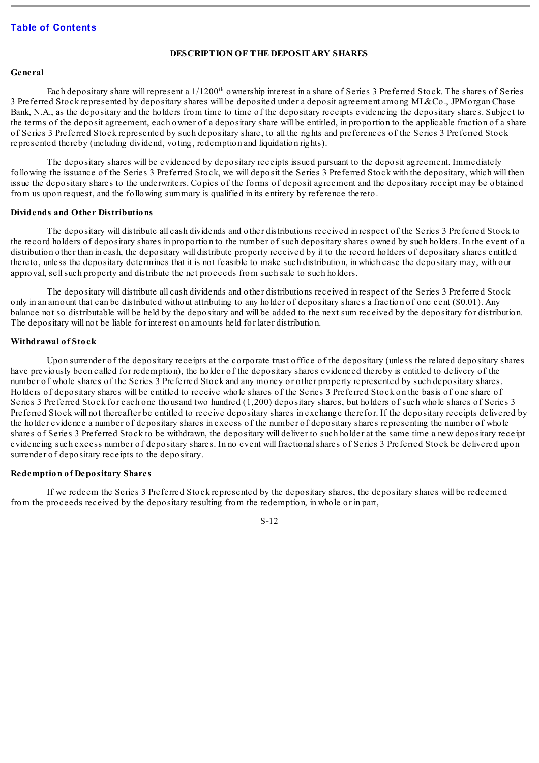[Table of Contents](#)

## DESCRIPTION OF THE DEPOSITARY SHARES

### General

Each depositary share will represent a 1/1200th ownership interest in a share of Series 3 Preferred Stock. The shares of Series 3 Preferred Stock represented by depositary shares will be deposited under a deposit agreement among ML&Co., JPMorgan Chase Bank, N.A., as the depositary and the holders from time to time of the depositary receipts evidencing the depositary shares. Subject to the terms of the deposit agreement, each owner of a depositary share will be entitled, in proportion to the applicable fraction of a share of Series 3 Preferred Stock represented by such depositary share, to all the rights and preferences of the Series 3 Preferred Stock represented thereby (including dividend, voting, redemption and liquidation rights).

The depositary shares will be evidenced by depositary receipts issued pursuant to the deposit agreement. Immediately following the issuance of the Series 3 Preferred Stock, we will deposit the Series 3 Preferred Stock with the depositary, which will then issue the depositary shares to the underwriters. Copies of the forms of deposit agreement and the depositary receipt may be obtained from us upon request, and the following summary is qualified in its entirety by reference thereto.

### Dividends and Other Distributions

The depositary will distribute all cash dividends and other distributions received in respect of the Series 3 Preferred Stock to the record holders of depositary shares in proportion to the number of such depositary shares owned by such holders. In the event of a distribution other than in cash, the depositary will distribute property received by it to the record holders of depositary shares entitled thereto, unless the depositary determines that it is not feasible to make such distribution, in which case the depositary may, with our approval, sell such property and distribute the net proceeds from such sale to such holders.

The depositary will distribute all cash dividends and other distributions received in respect of the Series 3 Preferred Stock only in an amount that can be distributed without attributing to any holder of depositary shares a fraction of one cent ($0.01). Any balance not so distributable will be held by the depositary and will be added to the next sum received by the depositary for distribution. The depositary will not be liable for interest on amounts held for later distribution.

### Withdrawal of Stock

Upon surrender of the depositary receipts at the corporate trust office of the depositary (unless the related depositary shares have previously been called for redemption), the holder of the depositary shares evidenced thereby is entitled to delivery of the number of whole shares of the Series 3 Preferred Stock and any money or other property represented by such depositary shares. Holders of depositary shares will be entitled to receive whole shares of the Series 3 Preferred Stock on the basis of one share of Series 3 Preferred Stock for each one thousand two hundred (1,200) depositary shares, but holders of such whole shares of Series 3 Preferred Stock will not thereafter be entitled to receive depositary shares in exchange therefor. If the depositary receipts delivered by the holder evidence a number of depositary shares in excess of the number of depositary shares representing the number of whole shares of Series 3 Preferred Stock to be withdrawn, the depositary will deliver to such holder at the same time a new depositary receipt evidencing such excess number of depositary shares. In no event will fractional shares of Series 3 Preferred Stock be delivered upon surrender of depositary receipts to the depositary.

### Redemption of Depositary Shares

If we redeem the Series 3 Preferred Stock represented by the depositary shares, the depositary shares will be redeemed from the proceeds received by the depositary resulting from the redemption, in whole or in part,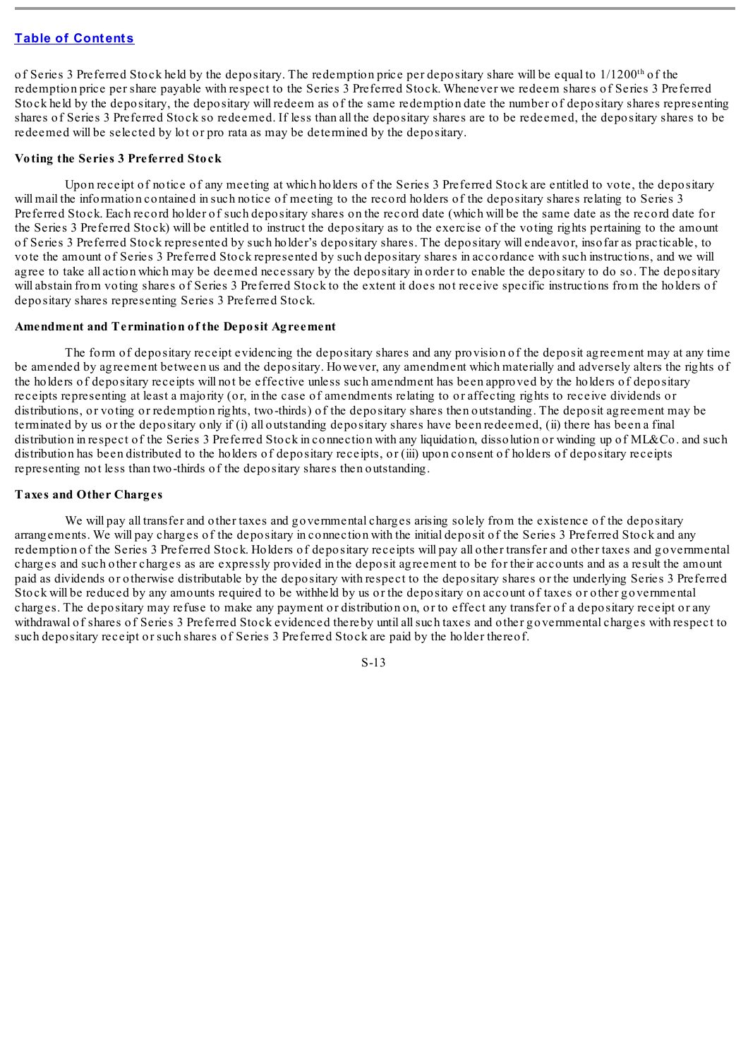of Series 3 Preferred Stock held by the depositary. The redemption price per depositary share will be equal to 1/1200th of the redemption price per share payable with respect to the Series 3 Preferred Stock. Whenever we redeem shares of Series 3 Preferred Stock held by the depositary, the depositary will redeem as of the same redemption date the number of depositary shares representing shares of Series 3 Preferred Stock so redeemed. If less than all the depositary shares are to be redeemed, the depositary shares to be redeemed will be selected by lot or pro rata as may be determined by the depositary.

**Voting the Series 3 Preferred Stock**

Upon receipt of notice of any meeting at which holders of the Series 3 Preferred Stock are entitled to vote, the depositary will mail the information contained in such notice of meeting to the record holders of the depositary shares relating to Series 3 Preferred Stock. Each record holder of such depositary shares on the record date (which will be the same date as the record date for the Series 3 Preferred Stock) will be entitled to instruct the depositary as to the exercise of the voting rights pertaining to the amount of Series 3 Preferred Stock represented by such holder's depositary shares. The depositary will endeavor, insofar as practicable, to vote the amount of Series 3 Preferred Stock represented by such depositary shares in accordance with such instructions, and we will agree to take all action which may be deemed necessary by the depositary in order to enable the depositary to do so. The depositary will abstain from voting shares of Series 3 Preferred Stock to the extent it does not receive specific instructions from the holders of depositary shares representing Series 3 Preferred Stock.

**Amendment and Termination of the Deposit Agreement**

The form of depositary receipt evidencing the depositary shares and any provision of the deposit agreement may at any time be amended by agreement between us and the depositary. However, any amendment which materially and adversely alters the rights of the holders of depositary receipts will not be effective unless such amendment has been approved by the holders of depositary receipts representing at least a majority (or, in the case of amendments relating to or affecting rights to receive dividends or distributions, or voting or redemption rights, two-thirds) of the depositary shares then outstanding. The deposit agreement may be terminated by us or the depositary only if (i) all outstanding depositary shares have been redeemed, (ii) there has been a final distribution in respect of the Series 3 Preferred Stock in connection with any liquidation, dissolution or winding up of ML&Co. and such distribution has been distributed to the holders of depositary receipts, or (iii) upon consent of holders of depositary receipts representing not less than two-thirds of the depositary shares then outstanding.

**Taxes and Other Charges**

We will pay all transfer and other taxes and governmental charges arising solely from the existence of the depositary arrangements. We will pay charges of the depositary in connection with the initial deposit of the Series 3 Preferred Stock and any redemption of the Series 3 Preferred Stock. Holders of depositary receipts will pay all other transfer and other taxes and governmental charges and such other charges as are expressly provided in the deposit agreement to be for their accounts and as a result the amount paid as dividends or otherwise distributable by the depositary with respect to the depositary shares or the underlying Series 3 Preferred Stock will be reduced by any amounts required to be withheld by us or the depositary on account of taxes or other governmental charges. The depositary may refuse to make any payment or distribution on, or to effect any transfer of a depositary receipt or any withdrawal of shares of Series 3 Preferred Stock evidenced thereby until all such taxes and other governmental charges with respect to such depositary receipt or such shares of Series 3 Preferred Stock are paid by the holder thereof.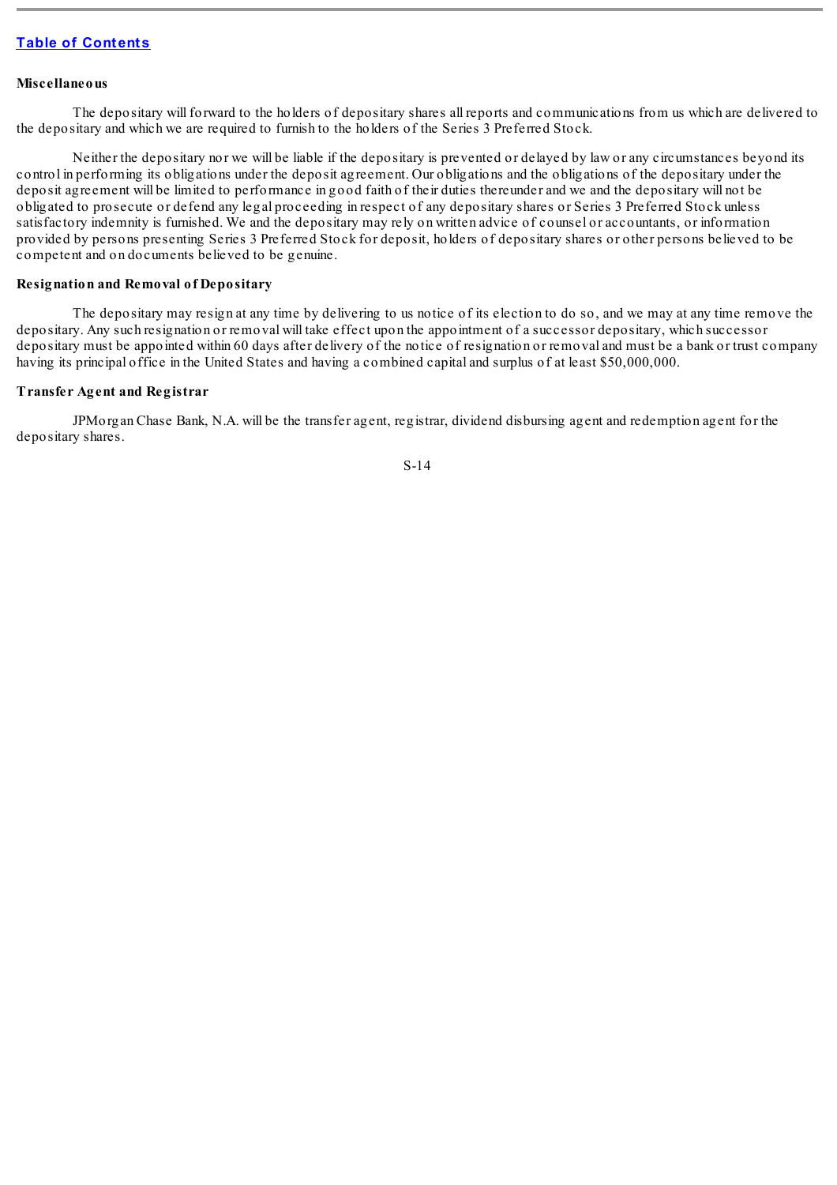**Miscellaneous**

The depositary will forward to the holders of depositary shares all reports and communications from us which are delivered to the depositary and which we are required to furnish to the holders of the Series 3 Preferred Stock.

Neither the depositary nor we will be liable if the depositary is prevented or delayed by law or any circumstances beyond its control in performing its obligations under the deposit agreement. Our obligations and the obligations of the depositary under the deposit agreement will be limited to performance in good faith of their duties thereunder and we and the depositary will not be obligated to prosecute or defend any legal proceeding in respect of any depositary shares or Series 3 Preferred Stock unless satisfactory indemnity is furnished. We and the depositary may rely on written advice of counsel or accountants, or information provided by persons presenting Series 3 Preferred Stock for deposit, holders of depositary shares or other persons believed to be competent and on documents believed to be genuine.

**Resignation and Removal of Depositary**

The depositary may resign at any time by delivering to us notice of its election to do so, and we may at any time remove the depositary. Any such resignation or removal will take effect upon the appointment of a successor depositary, which successor depositary must be appointed within 60 days after delivery of the notice of resignation or removal and must be a bank or trust company having its principal office in the United States and having a combined capital and surplus of at least $50,000,000.

**Transfer Agent and Registrar**

JPMorgan Chase Bank, N.A. will be the transfer agent, registrar, dividend disbursing agent and redemption agent for the depositary shares.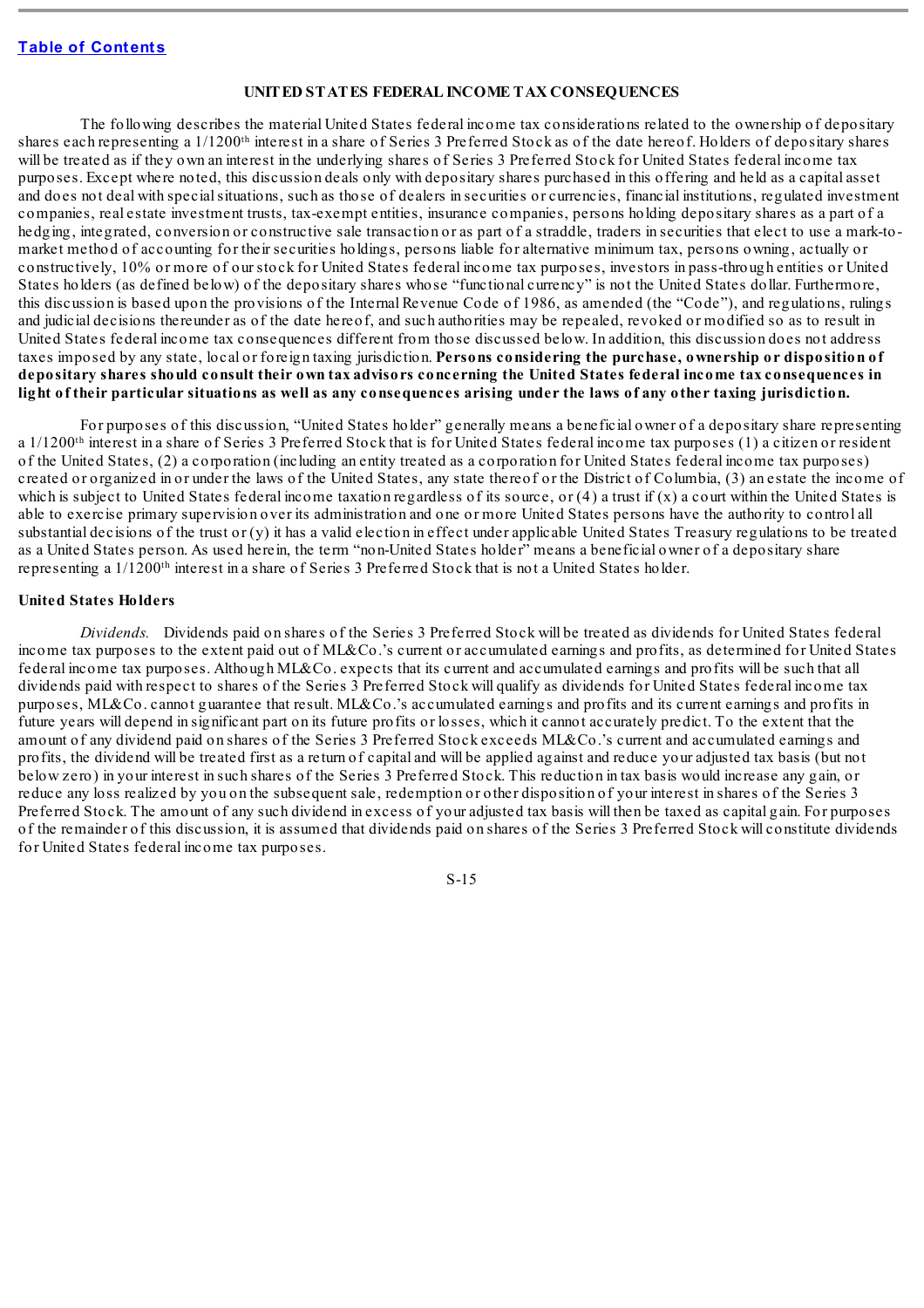[Table of Contents](#)

# UNITED STATES FEDERAL INCOME TAX CONSEQUENCES

The following describes the material United States federal income tax considerations related to the ownership of depositary shares each representing a 1/1200th interest in a share of Series 3 Preferred Stock as of the date hereof. Holders of depositary shares will be treated as if they own an interest in the underlying shares of Series 3 Preferred Stock for United States federal income tax purposes. Except where noted, this discussion deals only with depositary shares purchased in this offering and held as a capital asset and does not deal with special situations, such as those of dealers in securities or currencies, financial institutions, regulated investment companies, real estate investment trusts, tax-exempt entities, insurance companies, persons holding depositary shares as a part of a hedging, integrated, conversion or constructive sale transaction or as part of a straddle, traders in securities that elect to use a mark-to-market method of accounting for their securities holdings, persons liable for alternative minimum tax, persons owning, actually or constructively, 10% or more of our stock for United States federal income tax purposes, investors in pass-through entities or United States holders (as defined below) of the depositary shares whose "functional currency" is not the United States dollar. Furthermore, this discussion is based upon the provisions of the Internal Revenue Code of 1986, as amended (the "Code"), and regulations, rulings and judicial decisions thereunder as of the date hereof, and such authorities may be repealed, revoked or modified so as to result in United States federal income tax consequences different from those discussed below. In addition, this discussion does not address taxes imposed by any state, local or foreign taxing jurisdiction. **Persons considering the purchase, ownership or disposition of depositary shares should consult their own tax advisors concerning the United States federal income tax consequences in light of their particular situations as well as any consequences arising under the laws of any other taxing jurisdiction.**

For purposes of this discussion, "United States holder" generally means a beneficial owner of a depositary share representing a 1/1200th interest in a share of Series 3 Preferred Stock that is for United States federal income tax purposes (1) a citizen or resident of the United States, (2) a corporation (including an entity treated as a corporation for United States federal income tax purposes) created or organized in or under the laws of the United States, any state thereof or the District of Columbia, (3) an estate the income of which is subject to United States federal income taxation regardless of its source, or (4) a trust if (x) a court within the United States is able to exercise primary supervision over its administration and one or more United States persons have the authority to control all substantial decisions of the trust or (y) it has a valid election in effect under applicable United States Treasury regulations to be treated as a United States person. As used herein, the term "non-United States holder" means a beneficial owner of a depositary share representing a 1/1200th interest in a share of Series 3 Preferred Stock that is not a United States holder.

## United States Holders

*Dividends.* Dividends paid on shares of the Series 3 Preferred Stock will be treated as dividends for United States federal income tax purposes to the extent paid out of ML&Co.'s current or accumulated earnings and profits, as determined for United States federal income tax purposes. Although ML&Co. expects that its current and accumulated earnings and profits will be such that all dividends paid with respect to shares of the Series 3 Preferred Stock will qualify as dividends for United States federal income tax purposes, ML&Co. cannot guarantee that result. ML&Co.'s accumulated earnings and profits and its current earnings and profits in future years will depend in significant part on its future profits or losses, which it cannot accurately predict. To the extent that the amount of any dividend paid on shares of the Series 3 Preferred Stock exceeds ML&Co.'s current and accumulated earnings and profits, the dividend will be treated first as a return of capital and will be applied against and reduce your adjusted tax basis (but not below zero) in your interest in such shares of the Series 3 Preferred Stock. This reduction in tax basis would increase any gain, or reduce any loss realized by you on the subsequent sale, redemption or other disposition of your interest in shares of the Series 3 Preferred Stock. The amount of any such dividend in excess of your adjusted tax basis will then be taxed as capital gain. For purposes of the remainder of this discussion, it is assumed that dividends paid on shares of the Series 3 Preferred Stock will constitute dividends for United States federal income tax purposes.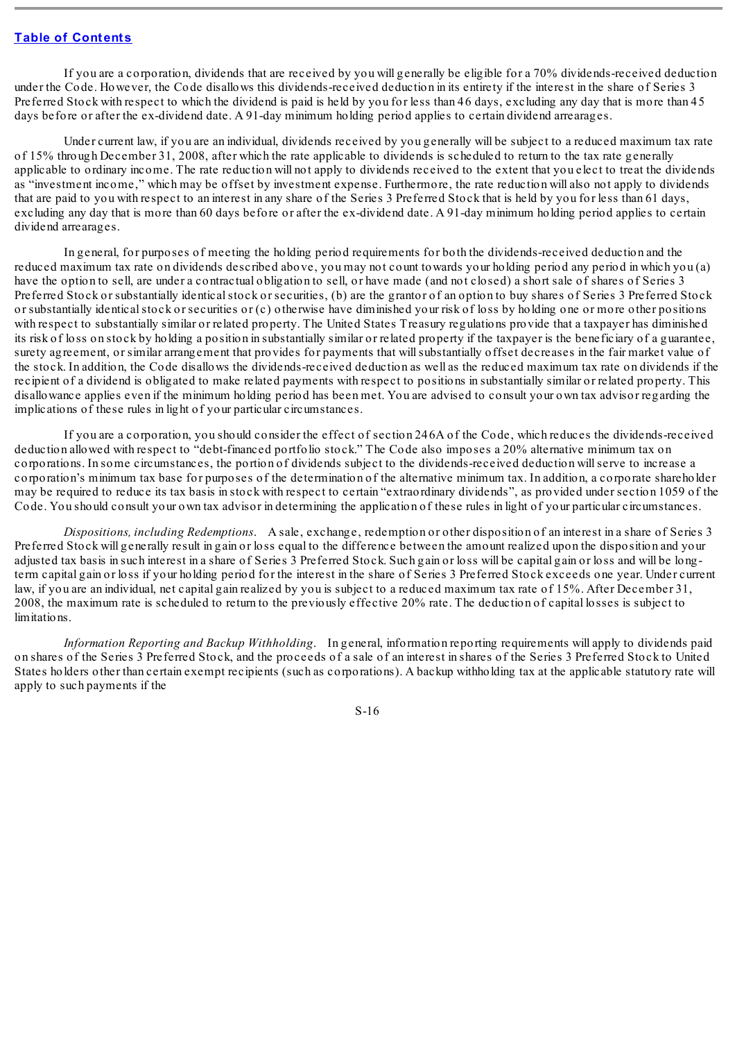[Table of Contents](#)

If you are a corporation, dividends that are received by you will generally be eligible for a 70% dividends-received deduction under the Code. However, the Code disallows this dividends-received deduction in its entirety if the interest in the share of Series 3 Preferred Stock with respect to which the dividend is paid is held by you for less than 46 days, excluding any day that is more than 45 days before or after the ex-dividend date. A 91-day minimum holding period applies to certain dividend arrearages.

Under current law, if you are an individual, dividends received by you generally will be subject to a reduced maximum tax rate of 15% through December 31, 2008, after which the rate applicable to dividends is scheduled to return to the tax rate generally applicable to ordinary income. The rate reduction will not apply to dividends received to the extent that you elect to treat the dividends as "investment income," which may be offset by investment expense. Furthermore, the rate reduction will also not apply to dividends that are paid to you with respect to an interest in any share of the Series 3 Preferred Stock that is held by you for less than 61 days, excluding any day that is more than 60 days before or after the ex-dividend date. A 91-day minimum holding period applies to certain dividend arrearages.

In general, for purposes of meeting the holding period requirements for both the dividends-received deduction and the reduced maximum tax rate on dividends described above, you may not count towards your holding period any period in which you (a) have the option to sell, are under a contractual obligation to sell, or have made (and not closed) a short sale of shares of Series 3 Preferred Stock or substantially identical stock or securities, (b) are the grantor of an option to buy shares of Series 3 Preferred Stock or substantially identical stock or securities or (c) otherwise have diminished your risk of loss by holding one or more other positions with respect to substantially similar or related property. The United States Treasury regulations provide that a taxpayer has diminished its risk of loss on stock by holding a position in substantially similar or related property if the taxpayer is the beneficiary of a guarantee, surety agreement, or similar arrangement that provides for payments that will substantially offset decreases in the fair market value of the stock. In addition, the Code disallows the dividends-received deduction as well as the reduced maximum tax rate on dividends if the recipient of a dividend is obligated to make related payments with respect to positions in substantially similar or related property. This disallowance applies even if the minimum holding period has been met. You are advised to consult your own tax advisor regarding the implications of these rules in light of your particular circumstances.

If you are a corporation, you should consider the effect of section 246A of the Code, which reduces the dividends-received deduction allowed with respect to "debt-financed portfolio stock." The Code also imposes a 20% alternative minimum tax on corporations. In some circumstances, the portion of dividends subject to the dividends-received deduction will serve to increase a corporation's minimum tax base for purposes of the determination of the alternative minimum tax. In addition, a corporate shareholder may be required to reduce its tax basis in stock with respect to certain "extraordinary dividends", as provided under section 1059 of the Code. You should consult your own tax advisor in determining the application of these rules in light of your particular circumstances.

*Dispositions, including Redemptions.* A sale, exchange, redemption or other disposition of an interest in a share of Series 3 Preferred Stock will generally result in gain or loss equal to the difference between the amount realized upon the disposition and your adjusted tax basis in such interest in a share of Series 3 Preferred Stock. Such gain or loss will be capital gain or loss and will be long-term capital gain or loss if your holding period for the interest in the share of Series 3 Preferred Stock exceeds one year. Under current law, if you are an individual, net capital gain realized by you is subject to a reduced maximum tax rate of 15%. After December 31, 2008, the maximum rate is scheduled to return to the previously effective 20% rate. The deduction of capital losses is subject to limitations.

*Information Reporting and Backup Withholding.* In general, information reporting requirements will apply to dividends paid on shares of the Series 3 Preferred Stock, and the proceeds of a sale of an interest in shares of the Series 3 Preferred Stock to United States holders other than certain exempt recipients (such as corporations). A backup withholding tax at the applicable statutory rate will apply to such payments if the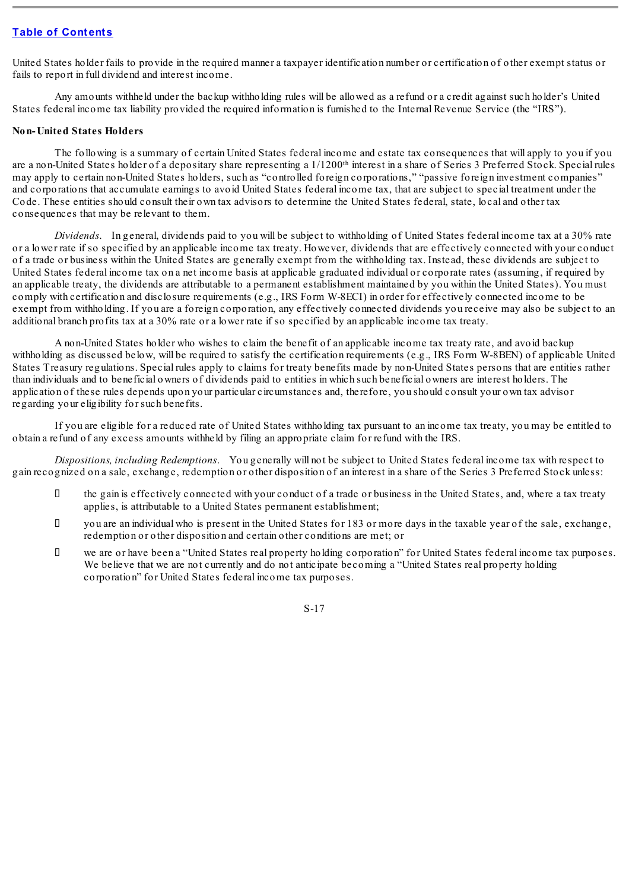United States holder fails to provide in the required manner a taxpayer identification number or certification of other exempt status or fails to report in full dividend and interest income.

Any amounts withheld under the backup withholding rules will be allowed as a refund or a credit against such holder's United States federal income tax liability provided the required information is furnished to the Internal Revenue Service (the "IRS").

**Non-United States Holders**

The following is a summary of certain United States federal income and estate tax consequences that will apply to you if you are a non-United States holder of a depositary share representing a 1/1200$^{th}$ interest in a share of Series 3 Preferred Stock. Special rules may apply to certain non-United States holders, such as "controlled foreign corporations," "passive foreign investment companies" and corporations that accumulate earnings to avoid United States federal income tax, that are subject to special treatment under the Code. These entities should consult their own tax advisors to determine the United States federal, state, local and other tax consequences that may be relevant to them.

*Dividends.* In general, dividends paid to you will be subject to withholding of United States federal income tax at a 30% rate or a lower rate if so specified by an applicable income tax treaty. However, dividends that are effectively connected with your conduct of a trade or business within the United States are generally exempt from the withholding tax. Instead, these dividends are subject to United States federal income tax on a net income basis at applicable graduated individual or corporate rates (assuming, if required by an applicable treaty, the dividends are attributable to a permanent establishment maintained by you within the United States). You must comply with certification and disclosure requirements (e.g., IRS Form W-8ECI) in order for effectively connected income to be exempt from withholding. If you are a foreign corporation, any effectively connected dividends you receive may also be subject to an additional branch profits tax at a 30% rate or a lower rate if so specified by an applicable income tax treaty.

A non-United States holder who wishes to claim the benefit of an applicable income tax treaty rate, and avoid backup withholding as discussed below, will be required to satisfy the certification requirements (e.g., IRS Form W-8BEN) of applicable United States Treasury regulations. Special rules apply to claims for treaty benefits made by non-United States persons that are entities rather than individuals and to beneficial owners of dividends paid to entities in which such beneficial owners are interest holders. The application of these rules depends upon your particular circumstances and, therefore, you should consult your own tax advisor regarding your eligibility for such benefits.

If you are eligible for a reduced rate of United States withholding tax pursuant to an income tax treaty, you may be entitled to obtain a refund of any excess amounts withheld by filing an appropriate claim for refund with the IRS.

*Dispositions, including Redemptions.* You generally will not be subject to United States federal income tax with respect to gain recognized on a sale, exchange, redemption or other disposition of an interest in a share of the Series 3 Preferred Stock unless:

- the gain is effectively connected with your conduct of a trade or business in the United States, and, where a tax treaty applies, is attributable to a United States permanent establishment;
- you are an individual who is present in the United States for 183 or more days in the taxable year of the sale, exchange, redemption or other disposition and certain other conditions are met; or
- we are or have been a "United States real property holding corporation" for United States federal income tax purposes. We believe that we are not currently and do not anticipate becoming a "United States real property holding corporation" for United States federal income tax purposes.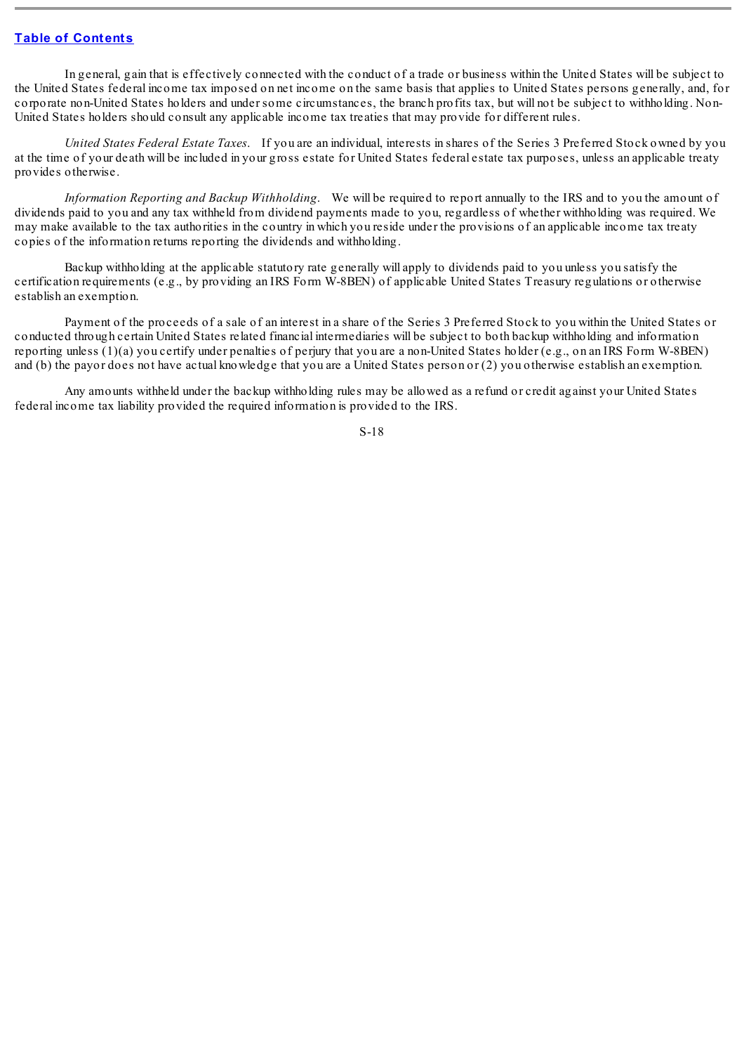In general, gain that is effectively connected with the conduct of a trade or business within the United States will be subject to the United States federal income tax imposed on net income on the same basis that applies to United States persons generally, and, for corporate non-United States holders and under some circumstances, the branch profits tax, but will not be subject to withholding. Non-United States holders should consult any applicable income tax treaties that may provide for different rules.

*United States Federal Estate Taxes.* If you are an individual, interests in shares of the Series 3 Preferred Stock owned by you at the time of your death will be included in your gross estate for United States federal estate tax purposes, unless an applicable treaty provides otherwise.

*Information Reporting and Backup Withholding.* We will be required to report annually to the IRS and to you the amount of dividends paid to you and any tax withheld from dividend payments made to you, regardless of whether withholding was required. We may make available to the tax authorities in the country in which you reside under the provisions of an applicable income tax treaty copies of the information returns reporting the dividends and withholding.

Backup withholding at the applicable statutory rate generally will apply to dividends paid to you unless you satisfy the certification requirements (e.g., by providing an IRS Form W-8BEN) of applicable United States Treasury regulations or otherwise establish an exemption.

Payment of the proceeds of a sale of an interest in a share of the Series 3 Preferred Stock to you within the United States or conducted through certain United States related financial intermediaries will be subject to both backup withholding and information reporting unless (1)(a) you certify under penalties of perjury that you are a non-United States holder (e.g., on an IRS Form W-8BEN) and (b) the payor does not have actual knowledge that you are a United States person or (2) you otherwise establish an exemption.

Any amounts withheld under the backup withholding rules may be allowed as a refund or credit against your United States federal income tax liability provided the required information is provided to the IRS.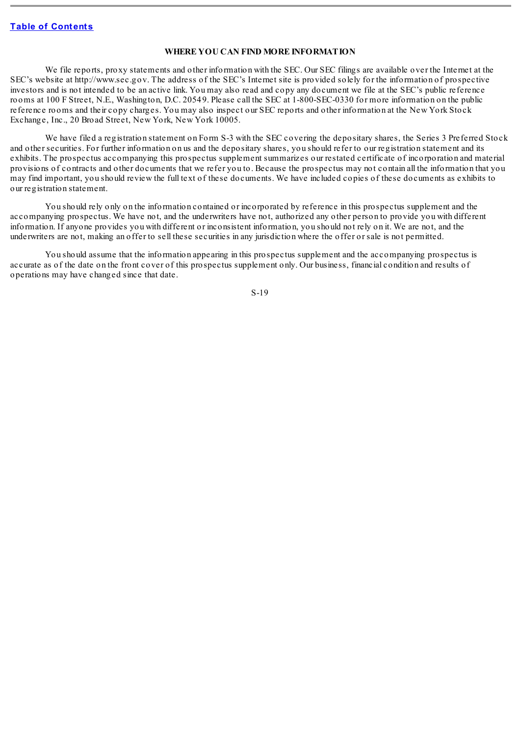## WHERE YOU CAN FIND MORE INFORMATION

We file reports, proxy statements and other information with the SEC. Our SEC filings are available over the Internet at the SEC's website at http://www.sec.gov. The address of the SEC's Internet site is provided solely for the information of prospective investors and is not intended to be an active link. You may also read and copy any document we file at the SEC's public reference rooms at 100 F Street, N.E., Washington, D.C. 20549. Please call the SEC at 1-800-SEC-0330 for more information on the public reference rooms and their copy charges. You may also inspect our SEC reports and other information at the New York Stock Exchange, Inc., 20 Broad Street, New York, New York 10005.

We have filed a registration statement on Form S-3 with the SEC covering the depositary shares, the Series 3 Preferred Stock and other securities. For further information on us and the depositary shares, you should refer to our registration statement and its exhibits. The prospectus accompanying this prospectus supplement summarizes our restated certificate of incorporation and material provisions of contracts and other documents that we refer you to. Because the prospectus may not contain all the information that you may find important, you should review the full text of these documents. We have included copies of these documents as exhibits to our registration statement.

You should rely only on the information contained or incorporated by reference in this prospectus supplement and the accompanying prospectus. We have not, and the underwriters have not, authorized any other person to provide you with different information. If anyone provides you with different or inconsistent information, you should not rely on it. We are not, and the underwriters are not, making an offer to sell these securities in any jurisdiction where the offer or sale is not permitted.

You should assume that the information appearing in this prospectus supplement and the accompanying prospectus is accurate as of the date on the front cover of this prospectus supplement only. Our business, financial condition and results of operations may have changed since that date.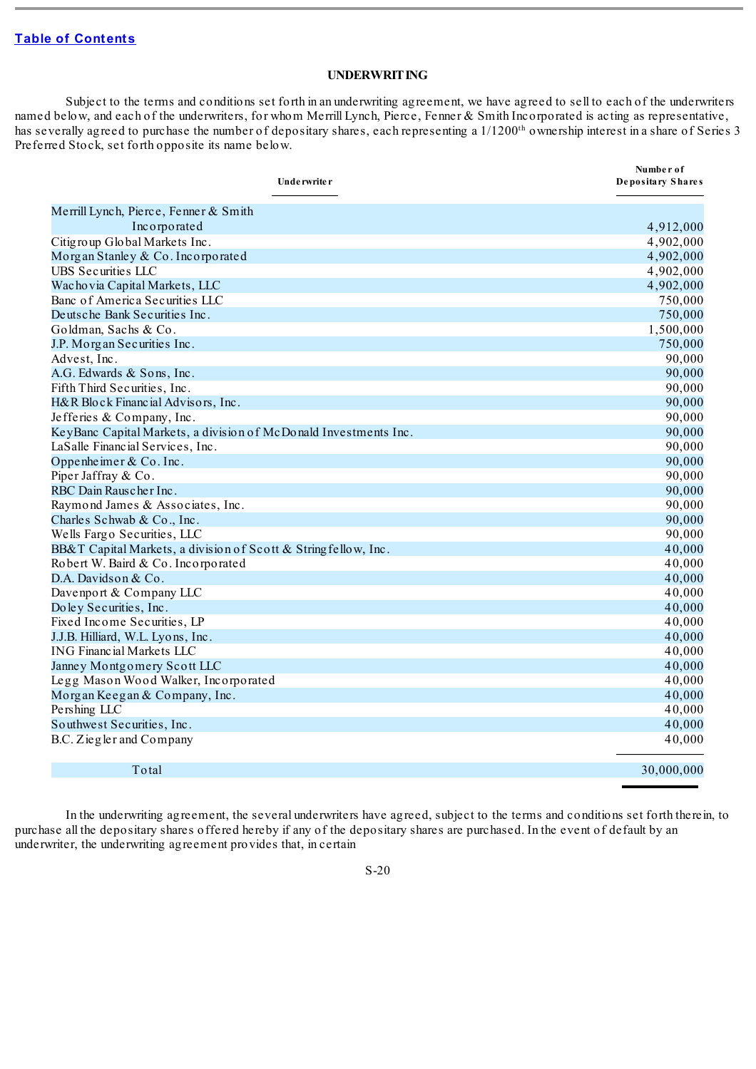[Table of Contents](#)

## UNDERWRITING

Subject to the terms and conditions set forth in an underwriting agreement, we have agreed to sell to each of the underwriters named below, and each of the underwriters, for whom Merrill Lynch, Pierce, Fenner & Smith Incorporated is acting as representative, has severally agreed to purchase the number of depositary shares, each representing a 1/1200th ownership interest in a share of Series 3 Preferred Stock, set forth opposite its name below.

| Underwriter | Number of Depositary Shares |
|---|---|
| Merrill Lynch, Pierce, Fenner & Smith Incorporated | 4,912,000 |
| Citigroup Global Markets Inc. | 4,902,000 |
| Morgan Stanley & Co. Incorporated | 4,902,000 |
| UBS Securities LLC | 4,902,000 |
| Wachovia Capital Markets, LLC | 4,902,000 |
| Banc of America Securities LLC | 750,000 |
| Deutsche Bank Securities Inc. | 750,000 |
| Goldman, Sachs & Co. | 1,500,000 |
| J.P. Morgan Securities Inc. | 750,000 |
| Advest, Inc. | 90,000 |
| A.G. Edwards & Sons, Inc. | 90,000 |
| Fifth Third Securities, Inc. | 90,000 |
| H&R Block Financial Advisors, Inc. | 90,000 |
| Jefferies & Company, Inc. | 90,000 |
| KeyBanc Capital Markets, a division of McDonald Investments Inc. | 90,000 |
| LaSalle Financial Services, Inc. | 90,000 |
| Oppenheimer & Co. Inc. | 90,000 |
| Piper Jaffray & Co. | 90,000 |
| RBC Dain Rauscher Inc. | 90,000 |
| Raymond James & Associates, Inc. | 90,000 |
| Charles Schwab & Co., Inc. | 90,000 |
| Wells Fargo Securities, LLC | 90,000 |
| BB&T Capital Markets, a division of Scott & Stringfellow, Inc. | 40,000 |
| Robert W. Baird & Co. Incorporated | 40,000 |
| D.A. Davidson & Co. | 40,000 |
| Davenport & Company LLC | 40,000 |
| Doley Securities, Inc. | 40,000 |
| Fixed Income Securities, LP | 40,000 |
| J.J.B. Hilliard, W.L. Lyons, Inc. | 40,000 |
| ING Financial Markets LLC | 40,000 |
| Janney Montgomery Scott LLC | 40,000 |
| Legg Mason Wood Walker, Incorporated | 40,000 |
| Morgan Keegan & Company, Inc. | 40,000 |
| Pershing LLC | 40,000 |
| Southwest Securities, Inc. | 40,000 |
| B.C. Ziegler and Company | 40,000 |
| Total | 30,000,000 |

In the underwriting agreement, the several underwriters have agreed, subject to the terms and conditions set forth therein, to purchase all the depositary shares offered hereby if any of the depositary shares are purchased. In the event of default by an underwriter, the underwriting agreement provides that, in certain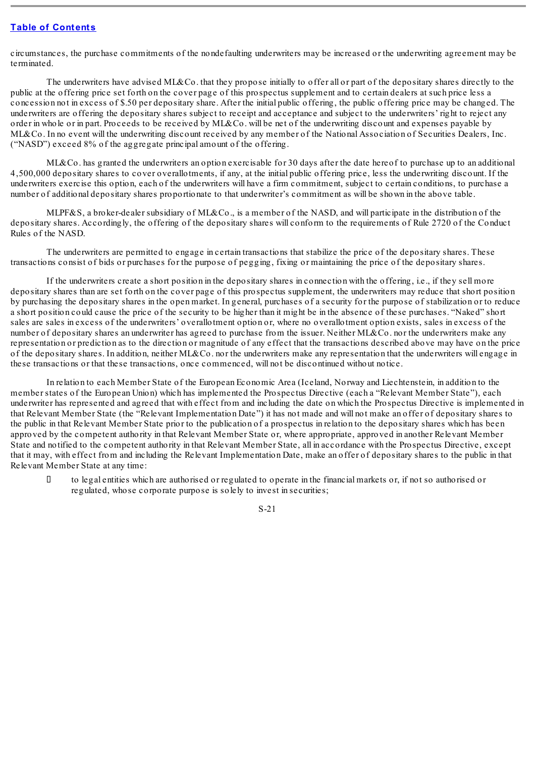circumstances, the purchase commitments of the nondefaulting underwriters may be increased or the underwriting agreement may be terminated.

The underwriters have advised ML&Co. that they propose initially to offer all or part of the depositary shares directly to the public at the offering price set forth on the cover page of this prospectus supplement and to certain dealers at such price less a concession not in excess of $.50 per depositary share. After the initial public offering, the public offering price may be changed. The underwriters are offering the depositary shares subject to receipt and acceptance and subject to the underwriters' right to reject any order in whole or in part. Proceeds to be received by ML&Co. will be net of the underwriting discount and expenses payable by ML&Co. In no event will the underwriting discount received by any member of the National Association of Securities Dealers, Inc. ("NASD") exceed 8% of the aggregate principal amount of the offering.

ML&Co. has granted the underwriters an option exercisable for 30 days after the date hereof to purchase up to an additional 4,500,000 depositary shares to cover overallotments, if any, at the initial public offering price, less the underwriting discount. If the underwriters exercise this option, each of the underwriters will have a firm commitment, subject to certain conditions, to purchase a number of additional depositary shares proportionate to that underwriter's commitment as will be shown in the above table.

MLPF&S, a broker-dealer subsidiary of ML&Co., is a member of the NASD, and will participate in the distribution of the depositary shares. Accordingly, the offering of the depositary shares will conform to the requirements of Rule 2720 of the Conduct Rules of the NASD.

The underwriters are permitted to engage in certain transactions that stabilize the price of the depositary shares. These transactions consist of bids or purchases for the purpose of pegging, fixing or maintaining the price of the depositary shares.

If the underwriters create a short position in the depositary shares in connection with the offering, i.e., if they sell more depositary shares than are set forth on the cover page of this prospectus supplement, the underwriters may reduce that short position by purchasing the depositary shares in the open market. In general, purchases of a security for the purpose of stabilization or to reduce a short position could cause the price of the security to be higher than it might be in the absence of these purchases. "Naked" short sales are sales in excess of the underwriters' overallotment option or, where no overallotment option exists, sales in excess of the number of depositary shares an underwriter has agreed to purchase from the issuer. Neither ML&Co. nor the underwriters make any representation or prediction as to the direction or magnitude of any effect that the transactions described above may have on the price of the depositary shares. In addition, neither ML&Co. nor the underwriters make any representation that the underwriters will engage in these transactions or that these transactions, once commenced, will not be discontinued without notice.

In relation to each Member State of the European Economic Area (Iceland, Norway and Liechtenstein, in addition to the member states of the European Union) which has implemented the Prospectus Directive (each a "Relevant Member State"), each underwriter has represented and agreed that with effect from and including the date on which the Prospectus Directive is implemented in that Relevant Member State (the "Relevant Implementation Date") it has not made and will not make an offer of depositary shares to the public in that Relevant Member State prior to the publication of a prospectus in relation to the depositary shares which has been approved by the competent authority in that Relevant Member State or, where appropriate, approved in another Relevant Member State and notified to the competent authority in that Relevant Member State, all in accordance with the Prospectus Directive, except that it may, with effect from and including the Relevant Implementation Date, make an offer of depositary shares to the public in that Relevant Member State at any time:

- to legal entities which are authorised or regulated to operate in the financial markets or, if not so authorised or regulated, whose corporate purpose is solely to invest in securities;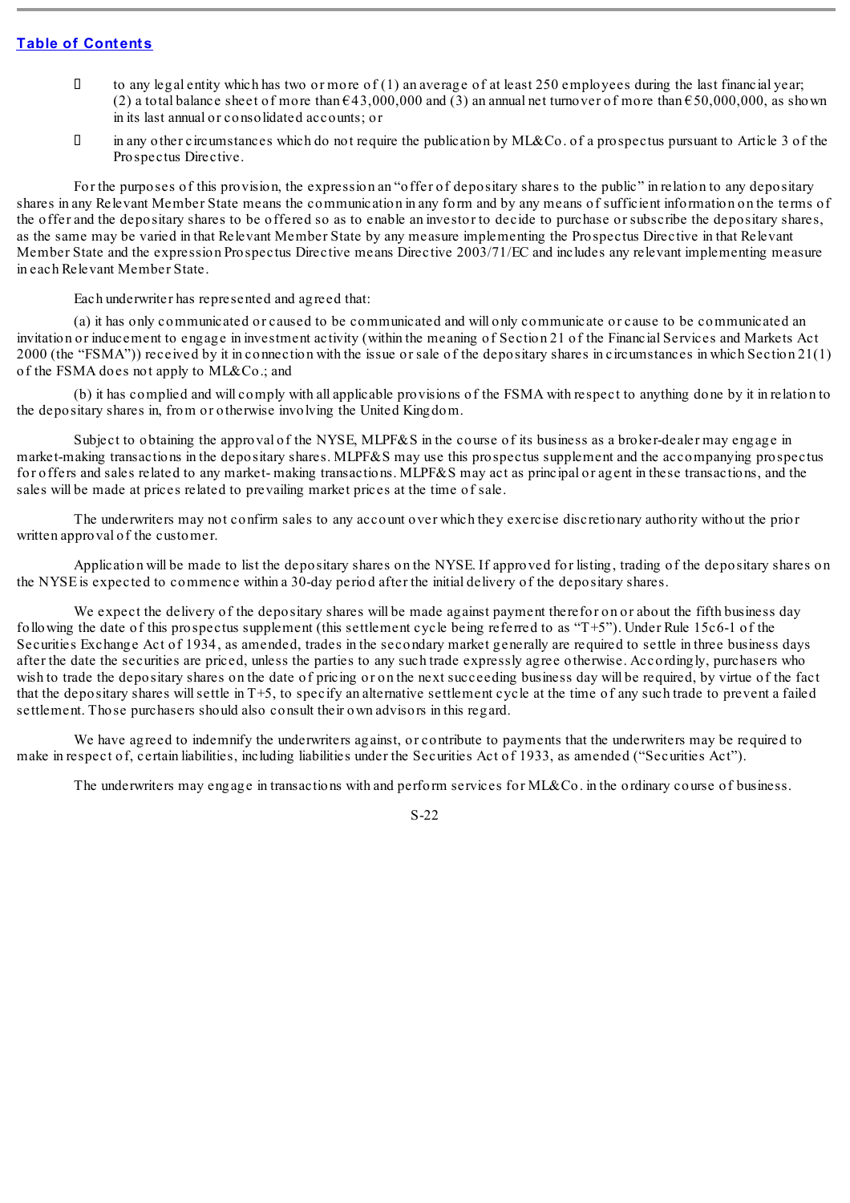- to any legal entity which has two or more of (1) an average of at least 250 employees during the last financial year; (2) a total balance sheet of more than €43,000,000 and (3) an annual net turnover of more than €50,000,000, as shown in its last annual or consolidated accounts; or
- in any other circumstances which do not require the publication by ML&Co. of a prospectus pursuant to Article 3 of the Prospectus Directive.

For the purposes of this provision, the expression an "offer of depositary shares to the public" in relation to any depositary shares in any Relevant Member State means the communication in any form and by any means of sufficient information on the terms of the offer and the depositary shares to be offered so as to enable an investor to decide to purchase or subscribe the depositary shares, as the same may be varied in that Relevant Member State by any measure implementing the Prospectus Directive in that Relevant Member State and the expression Prospectus Directive means Directive 2003/71/EC and includes any relevant implementing measure in each Relevant Member State.

Each underwriter has represented and agreed that:

(a) it has only communicated or caused to be communicated and will only communicate or cause to be communicated an invitation or inducement to engage in investment activity (within the meaning of Section 21 of the Financial Services and Markets Act 2000 (the "FSMA")) received by it in connection with the issue or sale of the depositary shares in circumstances in which Section 21(1) of the FSMA does not apply to ML&Co.; and

(b) it has complied and will comply with all applicable provisions of the FSMA with respect to anything done by it in relation to the depositary shares in, from or otherwise involving the United Kingdom.

Subject to obtaining the approval of the NYSE, MLPF&S in the course of its business as a broker-dealer may engage in market-making transactions in the depositary shares. MLPF&S may use this prospectus supplement and the accompanying prospectus for offers and sales related to any market- making transactions. MLPF&S may act as principal or agent in these transactions, and the sales will be made at prices related to prevailing market prices at the time of sale.

The underwriters may not confirm sales to any account over which they exercise discretionary authority without the prior written approval of the customer.

Application will be made to list the depositary shares on the NYSE. If approved for listing, trading of the depositary shares on the NYSE is expected to commence within a 30-day period after the initial delivery of the depositary shares.

We expect the delivery of the depositary shares will be made against payment therefor on or about the fifth business day following the date of this prospectus supplement (this settlement cycle being referred to as "T+5"). Under Rule 15c6-1 of the Securities Exchange Act of 1934, as amended, trades in the secondary market generally are required to settle in three business days after the date the securities are priced, unless the parties to any such trade expressly agree otherwise. Accordingly, purchasers who wish to trade the depositary shares on the date of pricing or on the next succeeding business day will be required, by virtue of the fact that the depositary shares will settle in T+5, to specify an alternative settlement cycle at the time of any such trade to prevent a failed settlement. Those purchasers should also consult their own advisors in this regard.

We have agreed to indemnify the underwriters against, or contribute to payments that the underwriters may be required to make in respect of, certain liabilities, including liabilities under the Securities Act of 1933, as amended ("Securities Act").

The underwriters may engage in transactions with and perform services for ML&Co. in the ordinary course of business.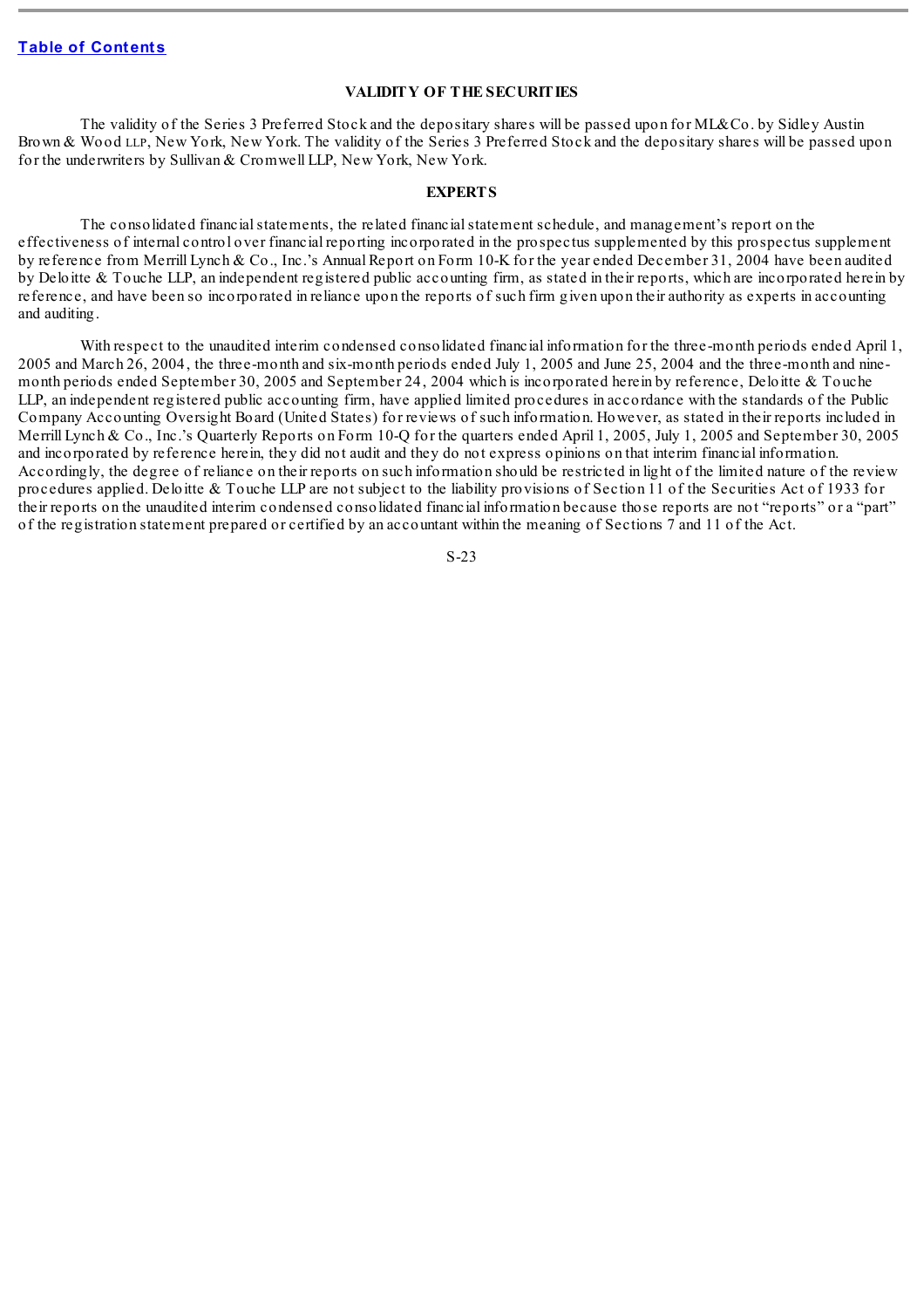[Table of Contents](#)

## VALIDITY OF THE SECURITIES

The validity of the Series 3 Preferred Stock and the depositary shares will be passed upon for ML&Co. by Sidley Austin Brown & Wood LLP, New York, New York. The validity of the Series 3 Preferred Stock and the depositary shares will be passed upon for the underwriters by Sullivan & Cromwell LLP, New York, New York.

## EXPERTS

The consolidated financial statements, the related financial statement schedule, and management's report on the effectiveness of internal control over financial reporting incorporated in the prospectus supplemented by this prospectus supplement by reference from Merrill Lynch & Co., Inc.'s Annual Report on Form 10-K for the year ended December 31, 2004 have been audited by Deloitte & Touche LLP, an independent registered public accounting firm, as stated in their reports, which are incorporated herein by reference, and have been so incorporated in reliance upon the reports of such firm given upon their authority as experts in accounting and auditing.

With respect to the unaudited interim condensed consolidated financial information for the three-month periods ended April 1, 2005 and March 26, 2004, the three-month and six-month periods ended July 1, 2005 and June 25, 2004 and the three-month and nine-month periods ended September 30, 2005 and September 24, 2004 which is incorporated herein by reference, Deloitte & Touche LLP, an independent registered public accounting firm, have applied limited procedures in accordance with the standards of the Public Company Accounting Oversight Board (United States) for reviews of such information. However, as stated in their reports included in Merrill Lynch & Co., Inc.'s Quarterly Reports on Form 10-Q for the quarters ended April 1, 2005, July 1, 2005 and September 30, 2005 and incorporated by reference herein, they did not audit and they do not express opinions on that interim financial information. Accordingly, the degree of reliance on their reports on such information should be restricted in light of the limited nature of the review procedures applied. Deloitte & Touche LLP are not subject to the liability provisions of Section 11 of the Securities Act of 1933 for their reports on the unaudited interim condensed consolidated financial information because those reports are not "reports" or a "part" of the registration statement prepared or certified by an accountant within the meaning of Sections 7 and 11 of the Act.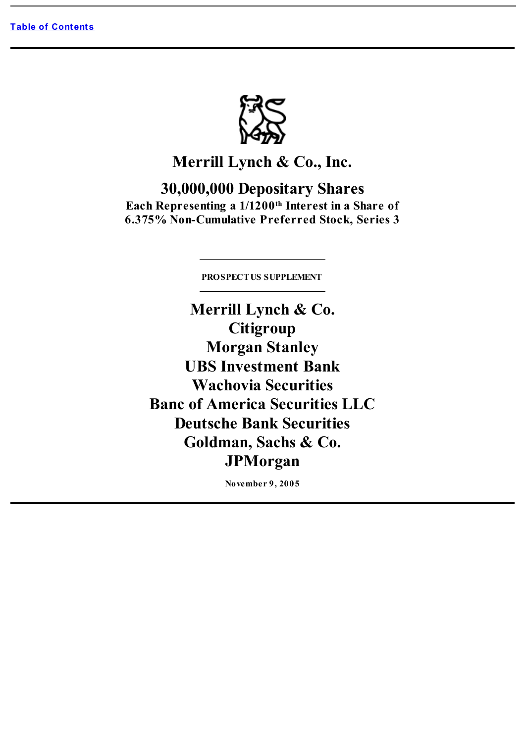[Table of Contents](#)

# Merrill Lynch & Co., Inc.

## 30,000,000 Depositary Shares

**Each Representing a 1/1200th Interest in a Share of 6.375% Non-Cumulative Preferred Stock, Series 3**

---

**PROSPECTUS SUPPLEMENT**

---

**Merrill Lynch & Co.**
**Citigroup**
**Morgan Stanley**
**UBS Investment Bank**
**Wachovia Securities**
**Banc of America Securities LLC**
**Deutsche Bank Securities**
**Goldman, Sachs & Co.**
**JPMorgan**

**November 9, 2005**